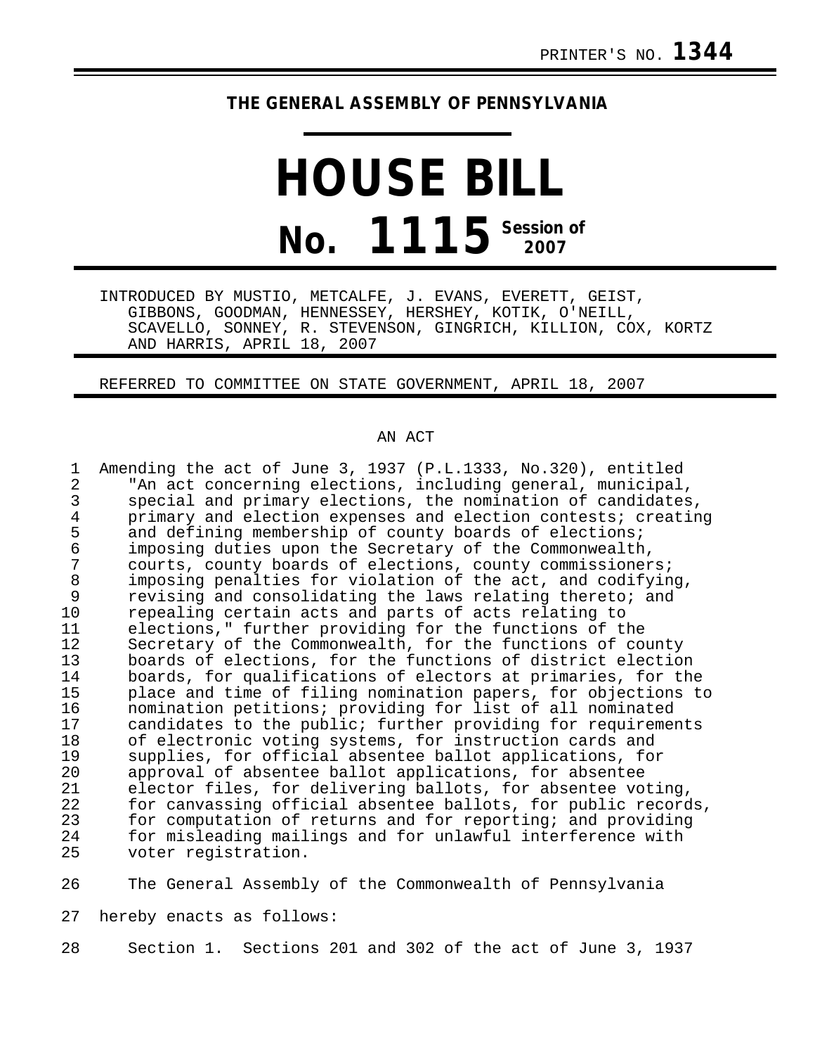PRINTER'S NO. **1344**

**THE GENERAL ASSEMBLY OF PENNSYLVANIA**

# HOUSE BILL

# No. 1115 Session of 2007

INTRODUCED BY MUSTIO, METCALFE, J. EVANS, EVERETT, GEIST, GIBBONS, GOODMAN, HENNESSEY, HERSHEY, KOTIK, O'NEILL, SCAVELLO, SONNEY, R. STEVENSON, GINGRICH, KILLION, COX, KORTZ AND HARRIS, APRIL 18, 2007

REFERRED TO COMMITTEE ON STATE GOVERNMENT, APRIL 18, 2007

AN ACT

1 Amending the act of June 3, 1937 (P.L.1333, No.320), entitled
2 "An act concerning elections, including general, municipal,
3 special and primary elections, the nomination of candidates,
4 primary and election expenses and election contests; creating
5 and defining membership of county boards of elections;
6 imposing duties upon the Secretary of the Commonwealth,
7 courts, county boards of elections, county commissioners;
8 imposing penalties for violation of the act, and codifying,
9 revising and consolidating the laws relating thereto; and
10 repealing certain acts and parts of acts relating to
11 elections," further providing for the functions of the
12 Secretary of the Commonwealth, for the functions of county
13 boards of elections, for the functions of district election
14 boards, for qualifications of electors at primaries, for the
15 place and time of filing nomination papers, for objections to
16 nomination petitions; providing for list of all nominated
17 candidates to the public; further providing for requirements
18 of electronic voting systems, for instruction cards and
19 supplies, for official absentee ballot applications, for
20 approval of absentee ballot applications, for absentee
21 elector files, for delivering ballots, for absentee voting,
22 for canvassing official absentee ballots, for public records,
23 for computation of returns and for reporting; and providing
24 for misleading mailings and for unlawful interference with
25 voter registration.

26 The General Assembly of the Commonwealth of Pennsylvania
27 hereby enacts as follows:

28 Section 1. Sections 201 and 302 of the act of June 3, 1937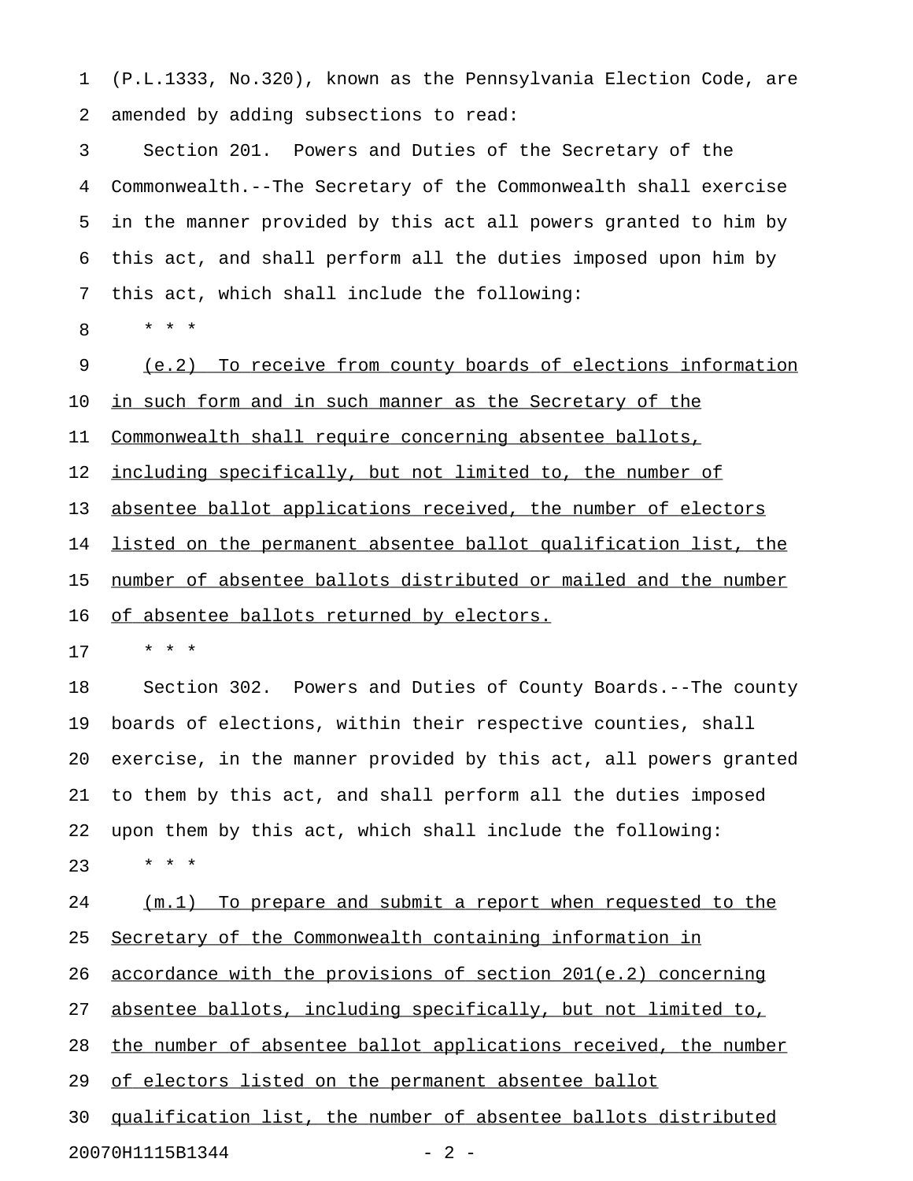(P.L.1333, No.320), known as the Pennsylvania Election Code, are amended by adding subsections to read:

Section 201. Powers and Duties of the Secretary of the Commonwealth.--The Secretary of the Commonwealth shall exercise in the manner provided by this act all powers granted to him by this act, and shall perform all the duties imposed upon him by this act, which shall include the following:

\* \* \*

<u>(e.2) To receive from county boards of elections information in such form and in such manner as the Secretary of the Commonwealth shall require concerning absentee ballots, including specifically, but not limited to, the number of absentee ballot applications received, the number of electors listed on the permanent absentee ballot qualification list, the number of absentee ballots distributed or mailed and the number of absentee ballots returned by electors.</u>

\* \* \*

Section 302. Powers and Duties of County Boards.--The county boards of elections, within their respective counties, shall exercise, in the manner provided by this act, all powers granted to them by this act, and shall perform all the duties imposed upon them by this act, which shall include the following:

\* \* \*

<u>(m.1) To prepare and submit a report when requested to the Secretary of the Commonwealth containing information in accordance with the provisions of section 201(e.2) concerning absentee ballots, including specifically, but not limited to, the number of absentee ballot applications received, the number of electors listed on the permanent absentee ballot qualification list, the number of absentee ballots distributed</u>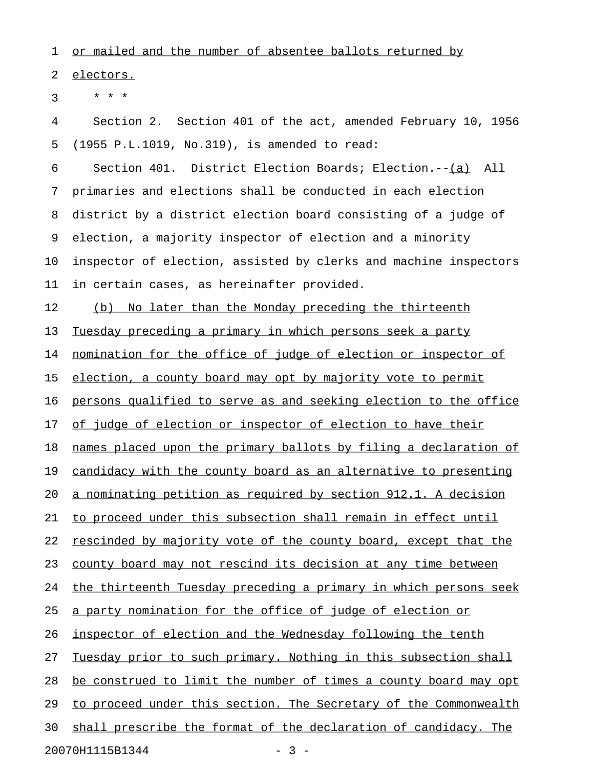or mailed and the number of absentee ballots returned by electors.

\* \* \*

Section 2. Section 401 of the act, amended February 10, 1956 (1955 P.L.1019, No.319), is amended to read:

Section 401. District Election Boards; Election.--(a) All primaries and elections shall be conducted in each election district by a district election board consisting of a judge of election, a majority inspector of election and a minority inspector of election, assisted by clerks and machine inspectors in certain cases, as hereinafter provided.

(b) No later than the Monday preceding the thirteenth Tuesday preceding a primary in which persons seek a party nomination for the office of judge of election or inspector of election, a county board may opt by majority vote to permit persons qualified to serve as and seeking election to the office of judge of election or inspector of election to have their names placed upon the primary ballots by filing a declaration of candidacy with the county board as an alternative to presenting a nominating petition as required by section 912.1. A decision to proceed under this subsection shall remain in effect until rescinded by majority vote of the county board, except that the county board may not rescind its decision at any time between the thirteenth Tuesday preceding a primary in which persons seek a party nomination for the office of judge of election or inspector of election and the Wednesday following the tenth Tuesday prior to such primary. Nothing in this subsection shall be construed to limit the number of times a county board may opt to proceed under this section. The Secretary of the Commonwealth shall prescribe the format of the declaration of candidacy. The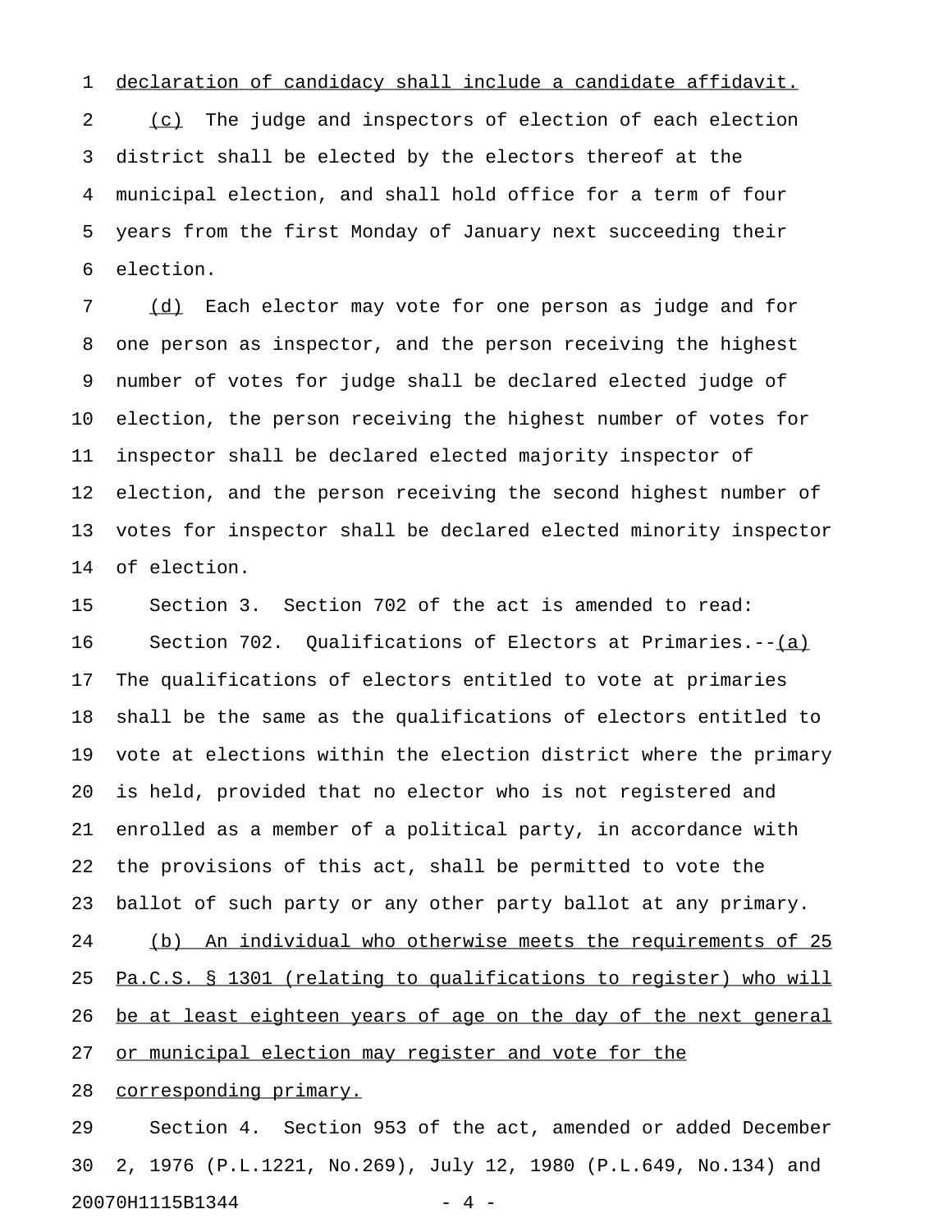declaration of candidacy shall include a candidate affidavit.

(c) The judge and inspectors of election of each election district shall be elected by the electors thereof at the municipal election, and shall hold office for a term of four years from the first Monday of January next succeeding their election.

(d) Each elector may vote for one person as judge and for one person as inspector, and the person receiving the highest number of votes for judge shall be declared elected judge of election, the person receiving the highest number of votes for inspector shall be declared elected majority inspector of election, and the person receiving the second highest number of votes for inspector shall be declared elected minority inspector of election.

Section 3. Section 702 of the act is amended to read:

Section 702. Qualifications of Electors at Primaries.--(a) The qualifications of electors entitled to vote at primaries shall be the same as the qualifications of electors entitled to vote at elections within the election district where the primary is held, provided that no elector who is not registered and enrolled as a member of a political party, in accordance with the provisions of this act, shall be permitted to vote the ballot of such party or any other party ballot at any primary.

(b) An individual who otherwise meets the requirements of 25 Pa.C.S. § 1301 (relating to qualifications to register) who will be at least eighteen years of age on the day of the next general or municipal election may register and vote for the corresponding primary.

Section 4. Section 953 of the act, amended or added December 2, 1976 (P.L.1221, No.269), July 12, 1980 (P.L.649, No.134) and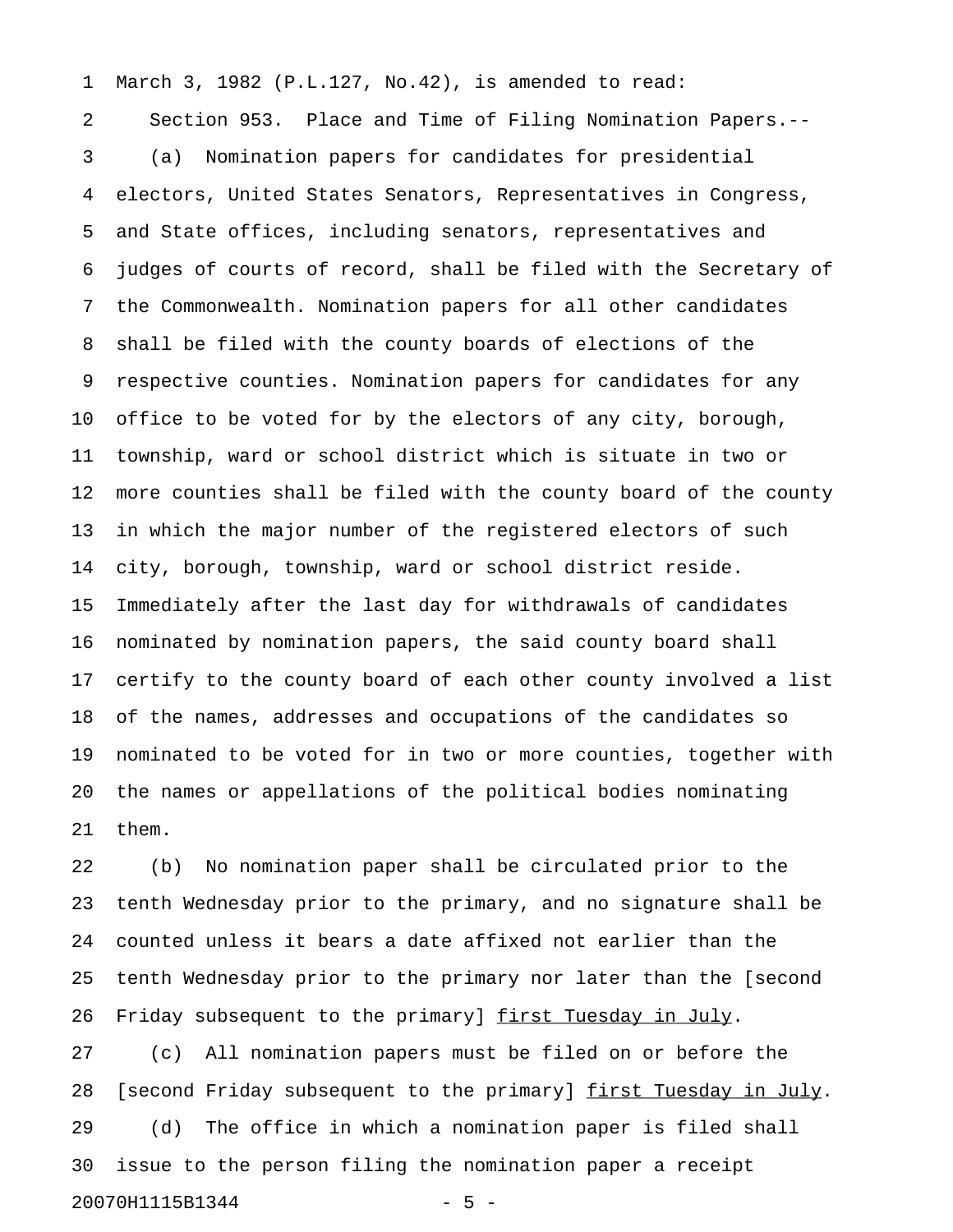March 3, 1982 (P.L.127, No.42), is amended to read:

Section 953. Place and Time of Filing Nomination Papers.--

(a) Nomination papers for candidates for presidential electors, United States Senators, Representatives in Congress, and State offices, including senators, representatives and judges of courts of record, shall be filed with the Secretary of the Commonwealth. Nomination papers for all other candidates shall be filed with the county boards of elections of the respective counties. Nomination papers for candidates for any office to be voted for by the electors of any city, borough, township, ward or school district which is situate in two or more counties shall be filed with the county board of the county in which the major number of the registered electors of such city, borough, township, ward or school district reside. Immediately after the last day for withdrawals of candidates nominated by nomination papers, the said county board shall certify to the county board of each other county involved a list of the names, addresses and occupations of the candidates so nominated to be voted for in two or more counties, together with the names or appellations of the political bodies nominating them.

(b) No nomination paper shall be circulated prior to the tenth Wednesday prior to the primary, and no signature shall be counted unless it bears a date affixed not earlier than the tenth Wednesday prior to the primary nor later than the [second Friday subsequent to the primary] <u>first Tuesday in July</u>.

(c) All nomination papers must be filed on or before the [second Friday subsequent to the primary] <u>first Tuesday in July</u>.

(d) The office in which a nomination paper is filed shall issue to the person filing the nomination paper a receipt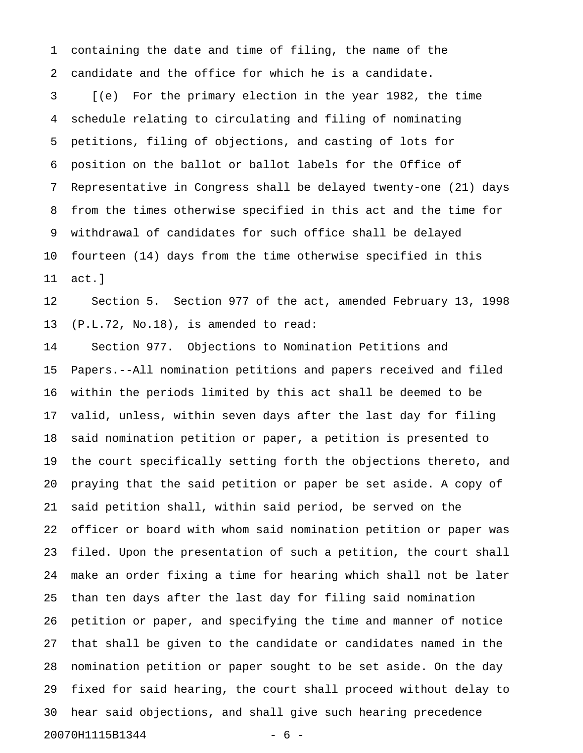containing the date and time of filing, the name of the candidate and the office for which he is a candidate.

[(e) For the primary election in the year 1982, the time schedule relating to circulating and filing of nominating petitions, filing of objections, and casting of lots for position on the ballot or ballot labels for the Office of Representative in Congress shall be delayed twenty-one (21) days from the times otherwise specified in this act and the time for withdrawal of candidates for such office shall be delayed fourteen (14) days from the time otherwise specified in this act.]

Section 5. Section 977 of the act, amended February 13, 1998 (P.L.72, No.18), is amended to read:

Section 977. Objections to Nomination Petitions and Papers.--All nomination petitions and papers received and filed within the periods limited by this act shall be deemed to be valid, unless, within seven days after the last day for filing said nomination petition or paper, a petition is presented to the court specifically setting forth the objections thereto, and praying that the said petition or paper be set aside. A copy of said petition shall, within said period, be served on the officer or board with whom said nomination petition or paper was filed. Upon the presentation of such a petition, the court shall make an order fixing a time for hearing which shall not be later than ten days after the last day for filing said nomination petition or paper, and specifying the time and manner of notice that shall be given to the candidate or candidates named in the nomination petition or paper sought to be set aside. On the day fixed for said hearing, the court shall proceed without delay to hear said objections, and shall give such hearing precedence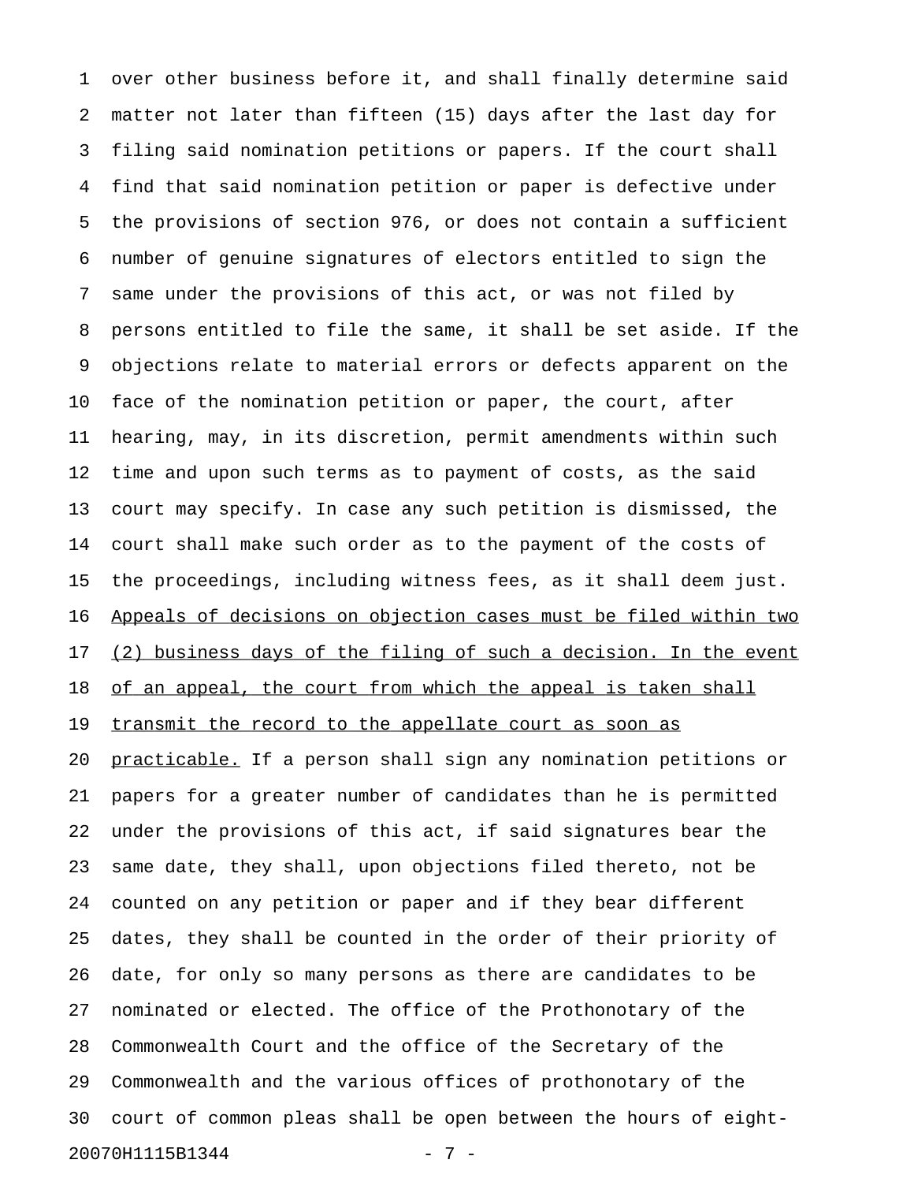over other business before it, and shall finally determine said matter not later than fifteen (15) days after the last day for filing said nomination petitions or papers. If the court shall find that said nomination petition or paper is defective under the provisions of section 976, or does not contain a sufficient number of genuine signatures of electors entitled to sign the same under the provisions of this act, or was not filed by persons entitled to file the same, it shall be set aside. If the objections relate to material errors or defects apparent on the face of the nomination petition or paper, the court, after hearing, may, in its discretion, permit amendments within such time and upon such terms as to payment of costs, as the said court may specify. In case any such petition is dismissed, the court shall make such order as to the payment of the costs of the proceedings, including witness fees, as it shall deem just. <u>Appeals of decisions on objection cases must be filed within two (2) business days of the filing of such a decision. In the event of an appeal, the court from which the appeal is taken shall transmit the record to the appellate court as soon as practicable.</u> If a person shall sign any nomination petitions or papers for a greater number of candidates than he is permitted under the provisions of this act, if said signatures bear the same date, they shall, upon objections filed thereto, not be counted on any petition or paper and if they bear different dates, they shall be counted in the order of their priority of date, for only so many persons as there are candidates to be nominated or elected. The office of the Prothonotary of the Commonwealth Court and the office of the Secretary of the Commonwealth and the various offices of prothonotary of the court of common pleas shall be open between the hours of eight-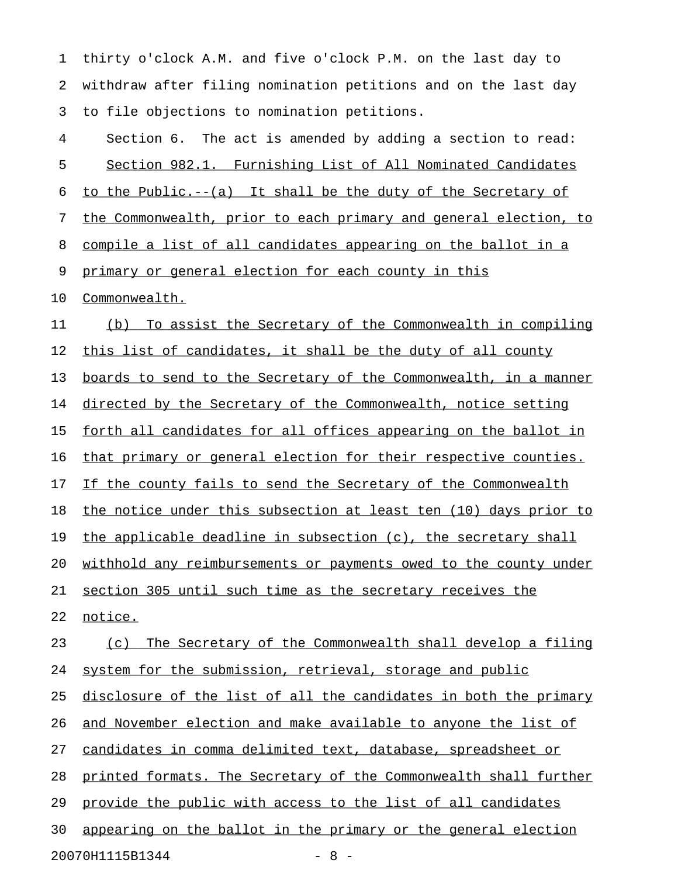thirty o'clock A.M. and five o'clock P.M. on the last day to withdraw after filing nomination petitions and on the last day to file objections to nomination petitions.

Section 6. The act is amended by adding a section to read:

Section 982.1. Furnishing List of All Nominated Candidates to the Public.--(a) It shall be the duty of the Secretary of the Commonwealth, prior to each primary and general election, to compile a list of all candidates appearing on the ballot in a primary or general election for each county in this Commonwealth.

(b) To assist the Secretary of the Commonwealth in compiling this list of candidates, it shall be the duty of all county boards to send to the Secretary of the Commonwealth, in a manner directed by the Secretary of the Commonwealth, notice setting forth all candidates for all offices appearing on the ballot in that primary or general election for their respective counties. If the county fails to send the Secretary of the Commonwealth the notice under this subsection at least ten (10) days prior to the applicable deadline in subsection (c), the secretary shall withhold any reimbursements or payments owed to the county under section 305 until such time as the secretary receives the notice.

(c) The Secretary of the Commonwealth shall develop a filing system for the submission, retrieval, storage and public disclosure of the list of all the candidates in both the primary and November election and make available to anyone the list of candidates in comma delimited text, database, spreadsheet or printed formats. The Secretary of the Commonwealth shall further provide the public with access to the list of all candidates appearing on the ballot in the primary or the general election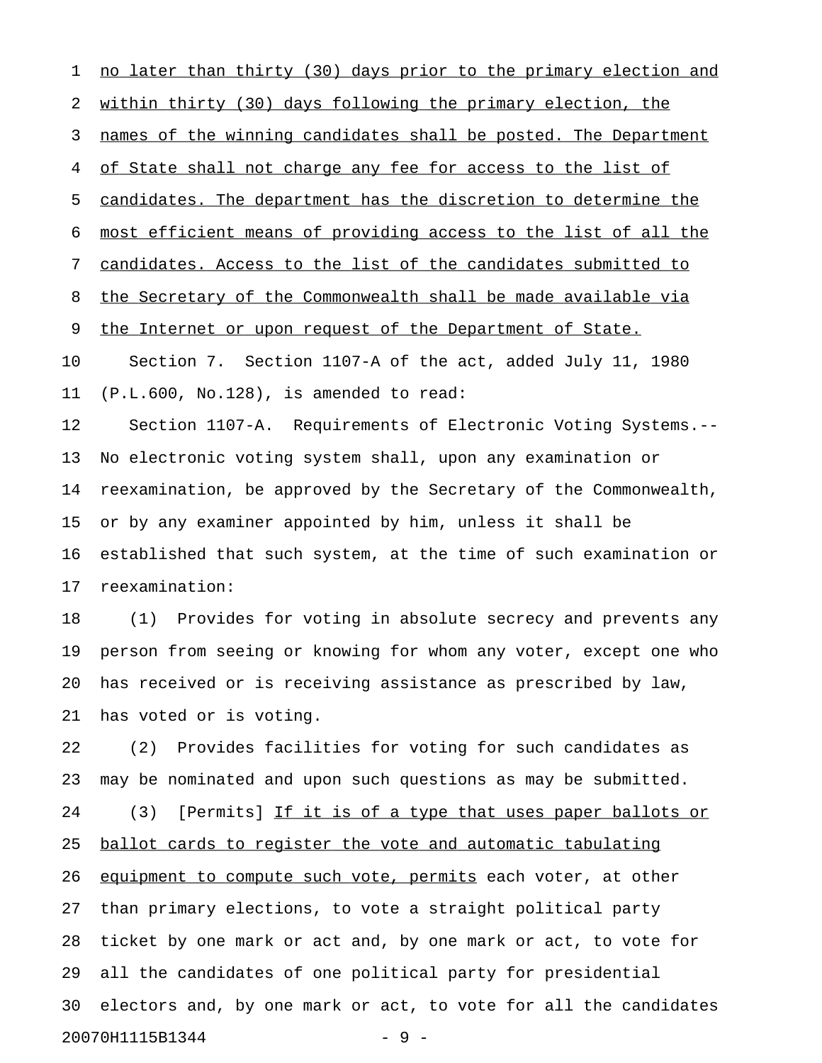no later than thirty (30) days prior to the primary election and within thirty (30) days following the primary election, the names of the winning candidates shall be posted. The Department of State shall not charge any fee for access to the list of candidates. The department has the discretion to determine the most efficient means of providing access to the list of all the candidates. Access to the list of the candidates submitted to the Secretary of the Commonwealth shall be made available via the Internet or upon request of the Department of State.

Section 7. Section 1107-A of the act, added July 11, 1980 (P.L.600, No.128), is amended to read:

Section 1107-A. Requirements of Electronic Voting Systems.--No electronic voting system shall, upon any examination or reexamination, be approved by the Secretary of the Commonwealth, or by any examiner appointed by him, unless it shall be established that such system, at the time of such examination or reexamination:

(1) Provides for voting in absolute secrecy and prevents any person from seeing or knowing for whom any voter, except one who has received or is receiving assistance as prescribed by law, has voted or is voting.

(2) Provides facilities for voting for such candidates as may be nominated and upon such questions as may be submitted.

(3) [Permits] If it is of a type that uses paper ballots or ballot cards to register the vote and automatic tabulating equipment to compute such vote, permits each voter, at other than primary elections, to vote a straight political party ticket by one mark or act and, by one mark or act, to vote for all the candidates of one political party for presidential electors and, by one mark or act, to vote for all the candidates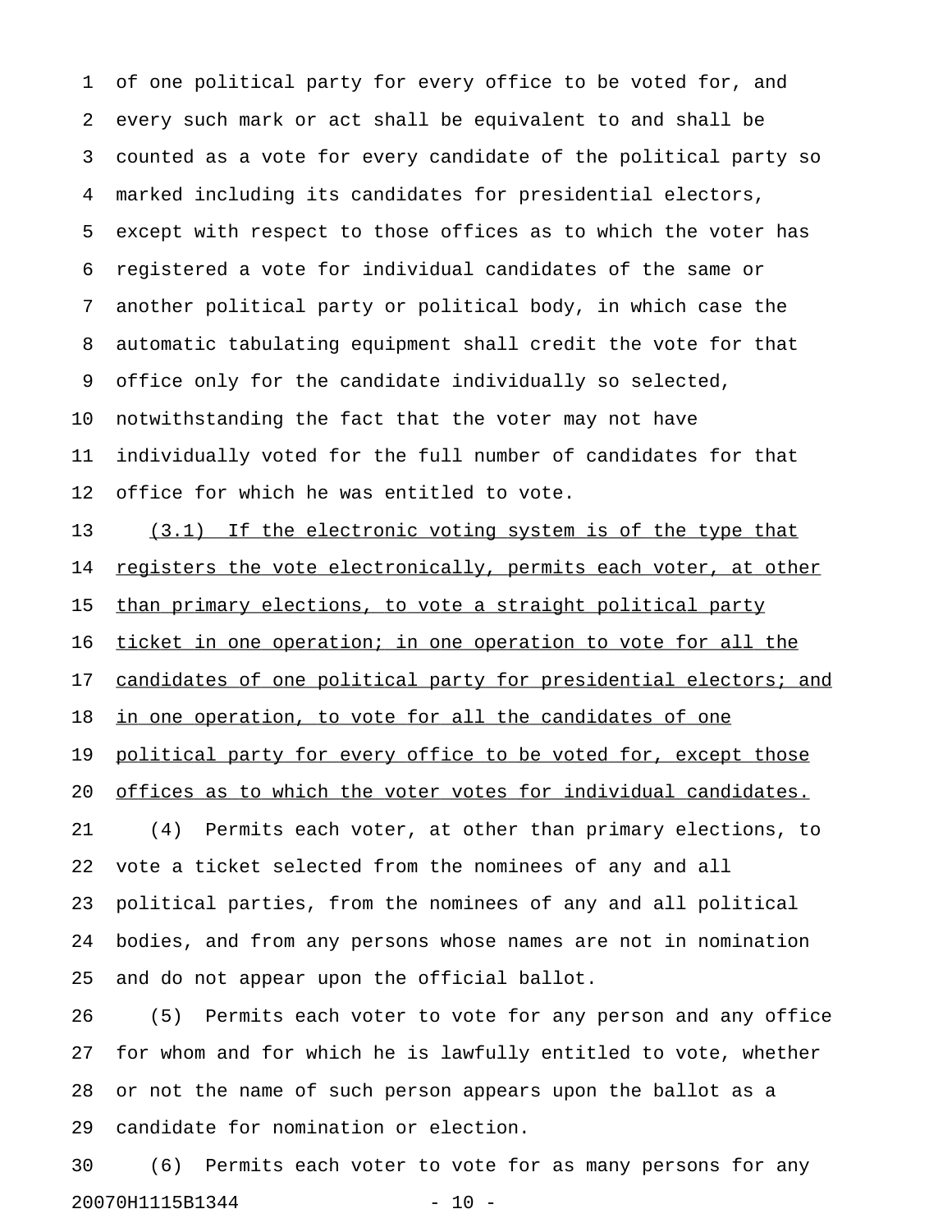of one political party for every office to be voted for, and every such mark or act shall be equivalent to and shall be counted as a vote for every candidate of the political party so marked including its candidates for presidential electors, except with respect to those offices as to which the voter has registered a vote for individual candidates of the same or another political party or political body, in which case the automatic tabulating equipment shall credit the vote for that office only for the candidate individually so selected, notwithstanding the fact that the voter may not have individually voted for the full number of candidates for that office for which he was entitled to vote.

<u>(3.1) If the electronic voting system is of the type that registers the vote electronically, permits each voter, at other than primary elections, to vote a straight political party ticket in one operation; in one operation to vote for all the candidates of one political party for presidential electors; and in one operation, to vote for all the candidates of one political party for every office to be voted for, except those offices as to which the voter votes for individual candidates.</u>

(4) Permits each voter, at other than primary elections, to vote a ticket selected from the nominees of any and all political parties, from the nominees of any and all political bodies, and from any persons whose names are not in nomination and do not appear upon the official ballot.

(5) Permits each voter to vote for any person and any office for whom and for which he is lawfully entitled to vote, whether or not the name of such person appears upon the ballot as a candidate for nomination or election.

(6) Permits each voter to vote for as many persons for any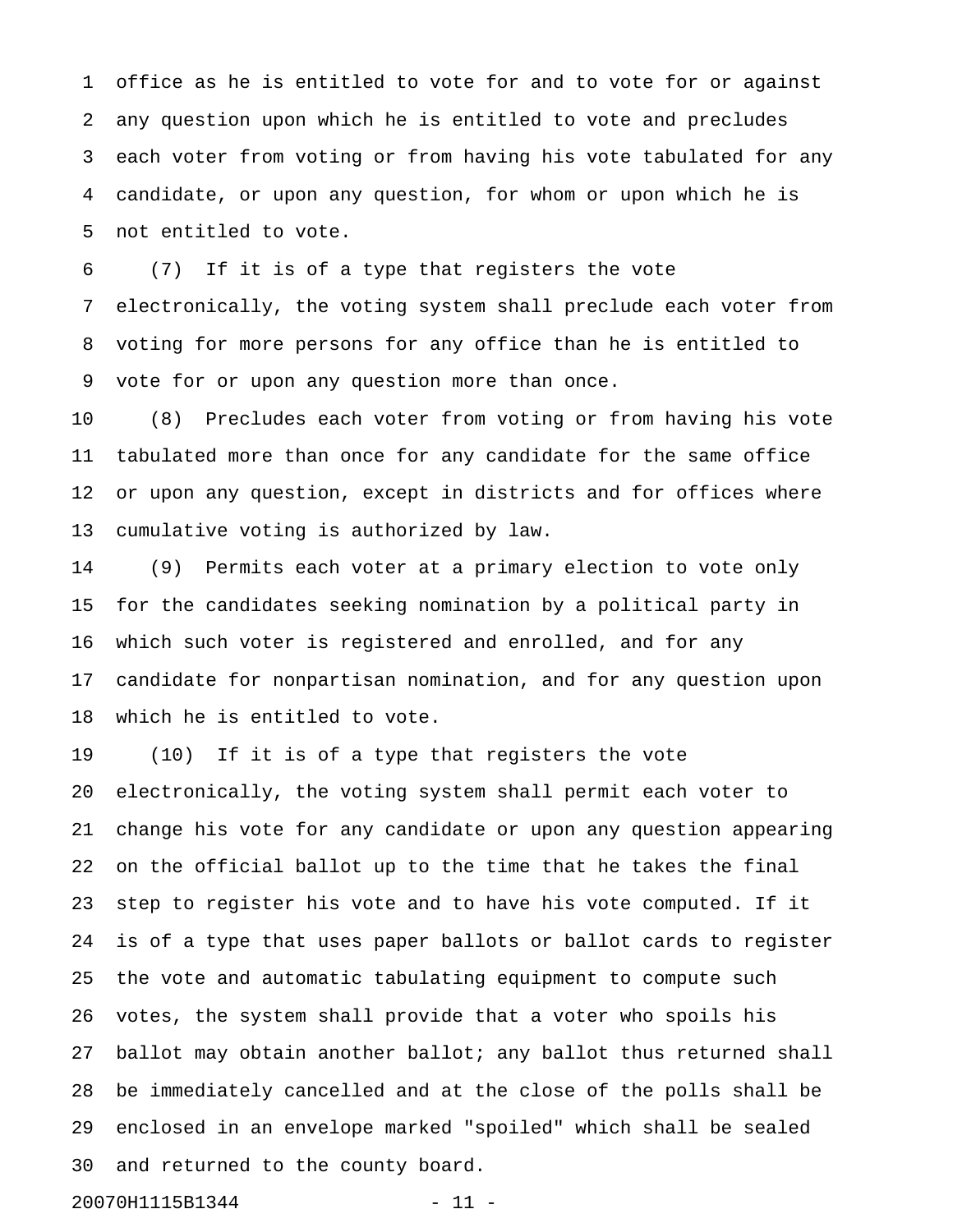office as he is entitled to vote for and to vote for or against any question upon which he is entitled to vote and precludes each voter from voting or from having his vote tabulated for any candidate, or upon any question, for whom or upon which he is not entitled to vote.

(7) If it is of a type that registers the vote electronically, the voting system shall preclude each voter from voting for more persons for any office than he is entitled to vote for or upon any question more than once.

(8) Precludes each voter from voting or from having his vote tabulated more than once for any candidate for the same office or upon any question, except in districts and for offices where cumulative voting is authorized by law.

(9) Permits each voter at a primary election to vote only for the candidates seeking nomination by a political party in which such voter is registered and enrolled, and for any candidate for nonpartisan nomination, and for any question upon which he is entitled to vote.

(10) If it is of a type that registers the vote electronically, the voting system shall permit each voter to change his vote for any candidate or upon any question appearing on the official ballot up to the time that he takes the final step to register his vote and to have his vote computed. If it is of a type that uses paper ballots or ballot cards to register the vote and automatic tabulating equipment to compute such votes, the system shall provide that a voter who spoils his ballot may obtain another ballot; any ballot thus returned shall be immediately cancelled and at the close of the polls shall be enclosed in an envelope marked "spoiled" which shall be sealed and returned to the county board.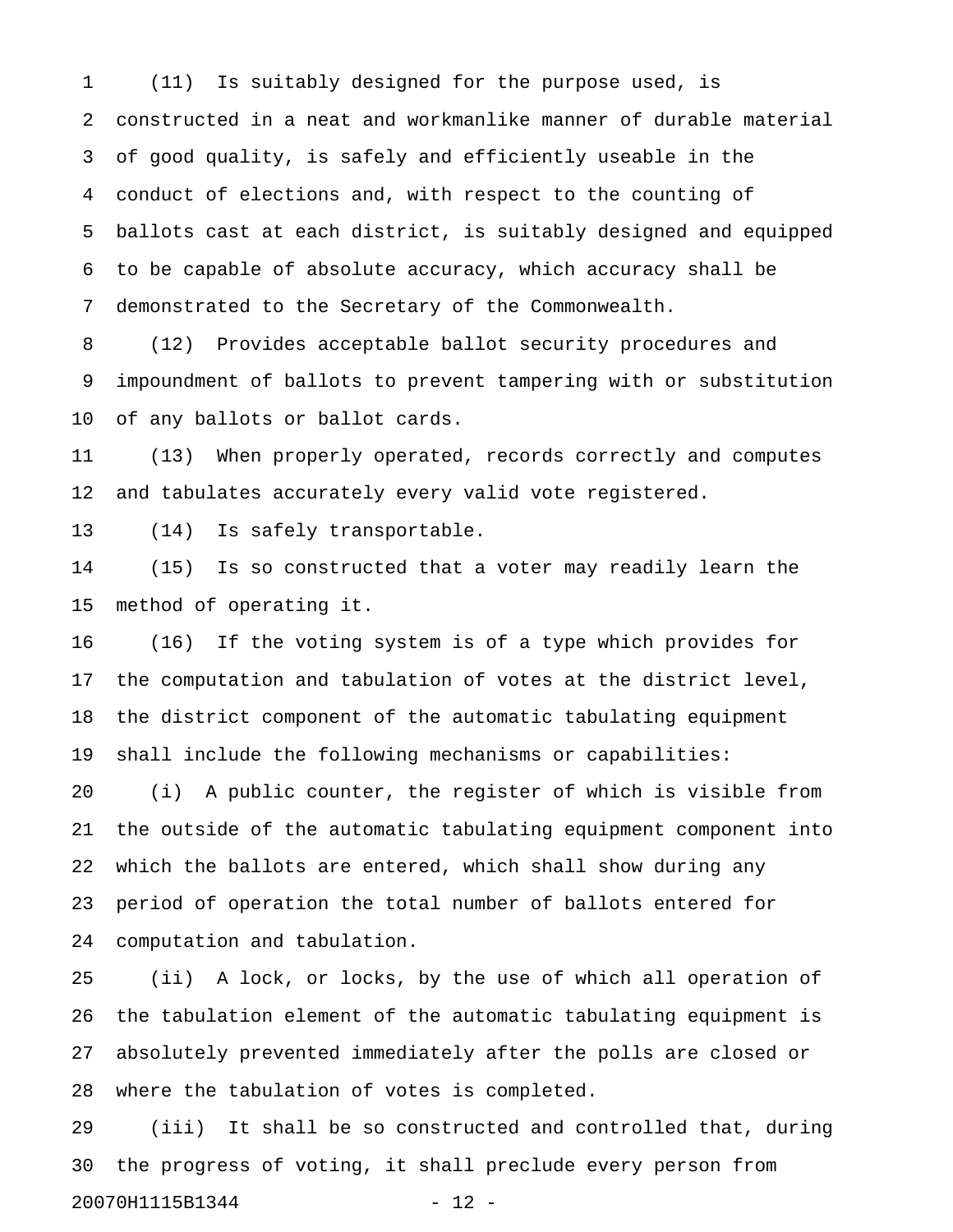(11) Is suitably designed for the purpose used, is constructed in a neat and workmanlike manner of durable material of good quality, is safely and efficiently useable in the conduct of elections and, with respect to the counting of ballots cast at each district, is suitably designed and equipped to be capable of absolute accuracy, which accuracy shall be demonstrated to the Secretary of the Commonwealth.

(12) Provides acceptable ballot security procedures and impoundment of ballots to prevent tampering with or substitution of any ballots or ballot cards.

(13) When properly operated, records correctly and computes and tabulates accurately every valid vote registered.

(14) Is safely transportable.

(15) Is so constructed that a voter may readily learn the method of operating it.

(16) If the voting system is of a type which provides for the computation and tabulation of votes at the district level, the district component of the automatic tabulating equipment shall include the following mechanisms or capabilities:

(i) A public counter, the register of which is visible from the outside of the automatic tabulating equipment component into which the ballots are entered, which shall show during any period of operation the total number of ballots entered for computation and tabulation.

(ii) A lock, or locks, by the use of which all operation of the tabulation element of the automatic tabulating equipment is absolutely prevented immediately after the polls are closed or where the tabulation of votes is completed.

(iii) It shall be so constructed and controlled that, during the progress of voting, it shall preclude every person from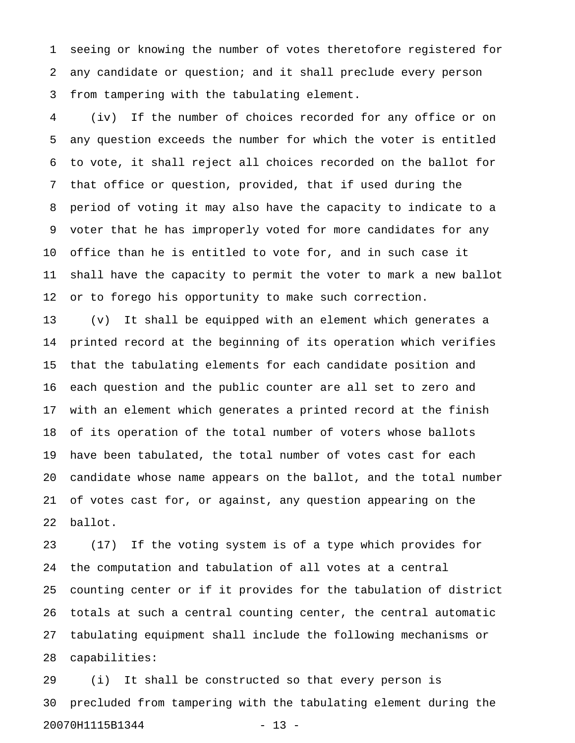seeing or knowing the number of votes theretofore registered for any candidate or question; and it shall preclude every person from tampering with the tabulating element.

(iv) If the number of choices recorded for any office or on any question exceeds the number for which the voter is entitled to vote, it shall reject all choices recorded on the ballot for that office or question, provided, that if used during the period of voting it may also have the capacity to indicate to a voter that he has improperly voted for more candidates for any office than he is entitled to vote for, and in such case it shall have the capacity to permit the voter to mark a new ballot or to forego his opportunity to make such correction.

(v) It shall be equipped with an element which generates a printed record at the beginning of its operation which verifies that the tabulating elements for each candidate position and each question and the public counter are all set to zero and with an element which generates a printed record at the finish of its operation of the total number of voters whose ballots have been tabulated, the total number of votes cast for each candidate whose name appears on the ballot, and the total number of votes cast for, or against, any question appearing on the ballot.

(17) If the voting system is of a type which provides for the computation and tabulation of all votes at a central counting center or if it provides for the tabulation of district totals at such a central counting center, the central automatic tabulating equipment shall include the following mechanisms or capabilities:

(i) It shall be constructed so that every person is precluded from tampering with the tabulating element during the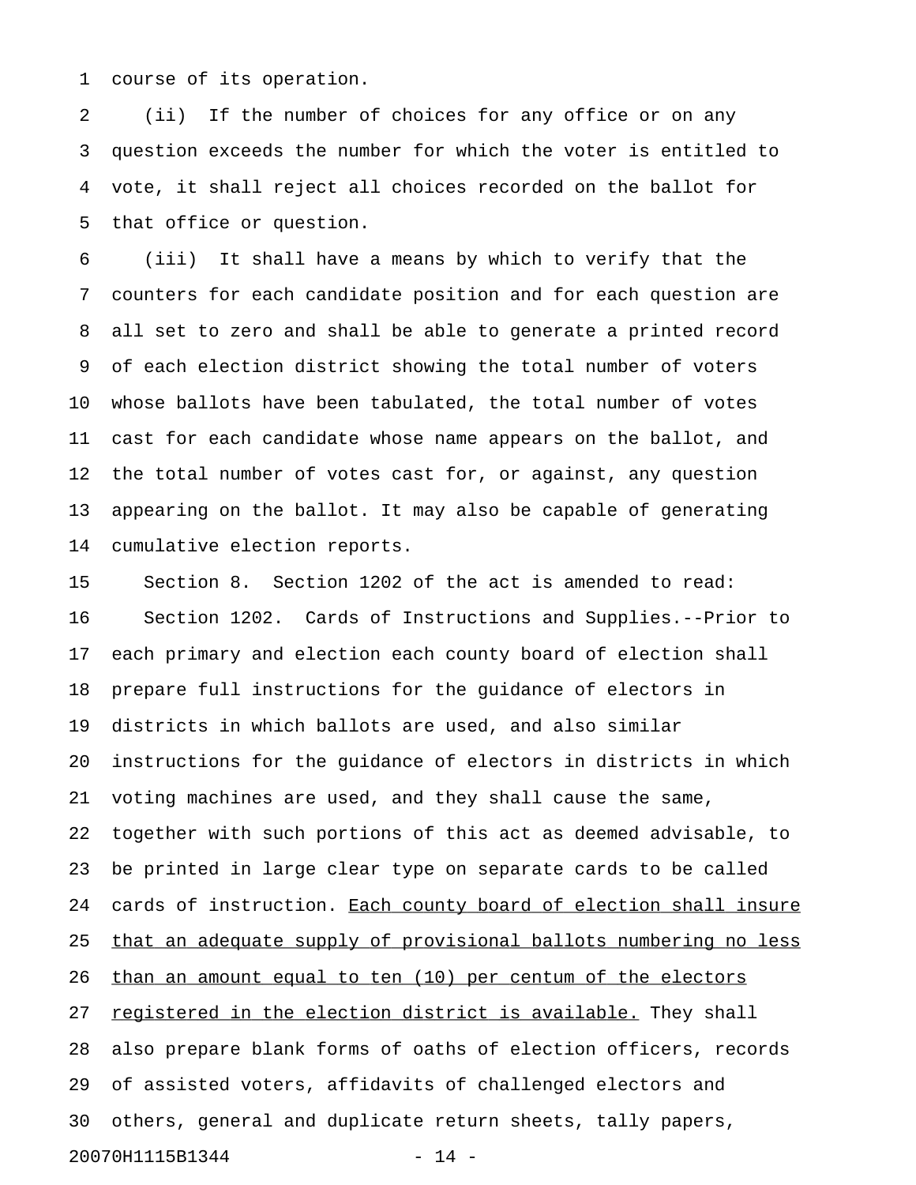course of its operation.

(ii) If the number of choices for any office or on any question exceeds the number for which the voter is entitled to vote, it shall reject all choices recorded on the ballot for that office or question.

(iii) It shall have a means by which to verify that the counters for each candidate position and for each question are all set to zero and shall be able to generate a printed record of each election district showing the total number of voters whose ballots have been tabulated, the total number of votes cast for each candidate whose name appears on the ballot, and the total number of votes cast for, or against, any question appearing on the ballot. It may also be capable of generating cumulative election reports.

Section 8. Section 1202 of the act is amended to read:

Section 1202. Cards of Instructions and Supplies.--Prior to each primary and election each county board of election shall prepare full instructions for the guidance of electors in districts in which ballots are used, and also similar instructions for the guidance of electors in districts in which voting machines are used, and they shall cause the same, together with such portions of this act as deemed advisable, to be printed in large clear type on separate cards to be called cards of instruction. <u>Each county board of election shall insure that an adequate supply of provisional ballots numbering no less than an amount equal to ten (10) per centum of the electors registered in the election district is available.</u> They shall also prepare blank forms of oaths of election officers, records of assisted voters, affidavits of challenged electors and others, general and duplicate return sheets, tally papers,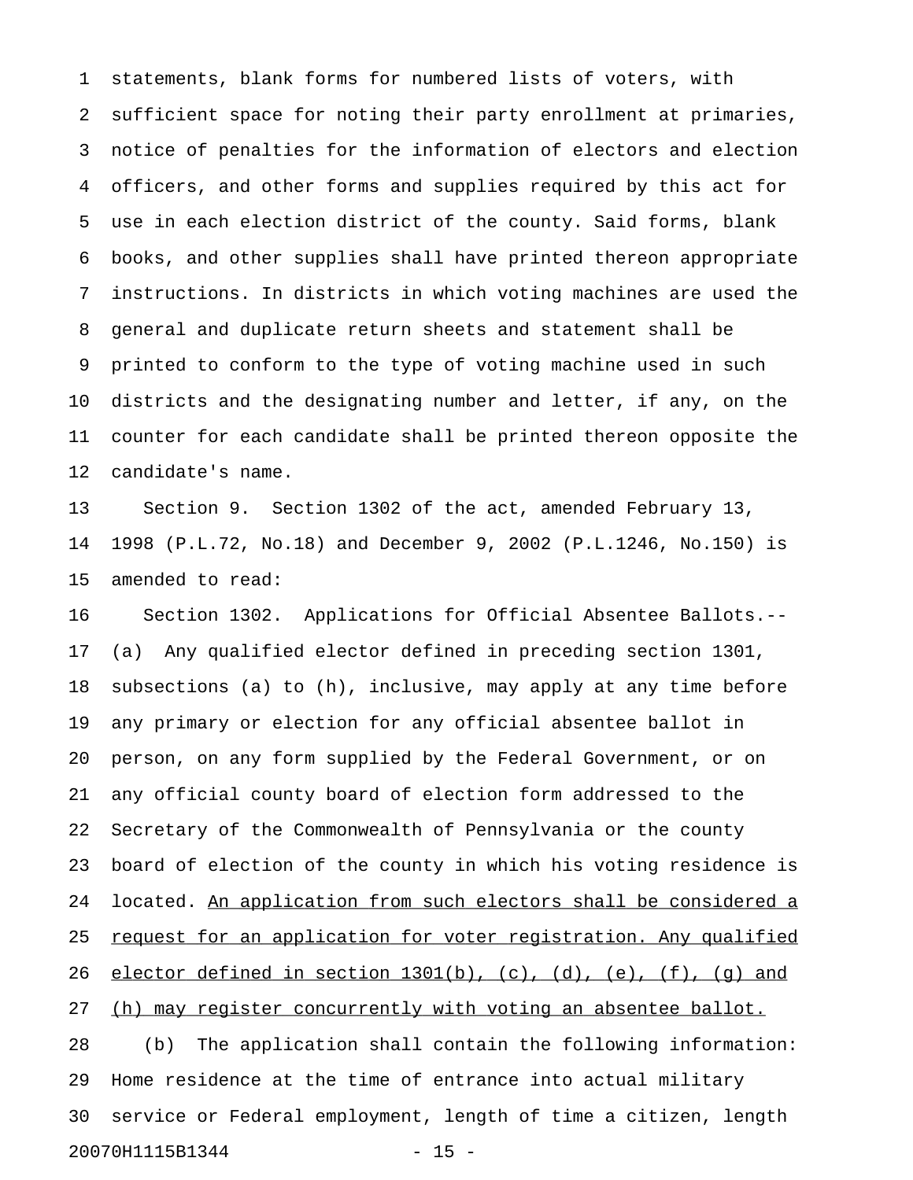statements, blank forms for numbered lists of voters, with sufficient space for noting their party enrollment at primaries, notice of penalties for the information of electors and election officers, and other forms and supplies required by this act for use in each election district of the county. Said forms, blank books, and other supplies shall have printed thereon appropriate instructions. In districts in which voting machines are used the general and duplicate return sheets and statement shall be printed to conform to the type of voting machine used in such districts and the designating number and letter, if any, on the counter for each candidate shall be printed thereon opposite the candidate's name.

Section 9. Section 1302 of the act, amended February 13, 1998 (P.L.72, No.18) and December 9, 2002 (P.L.1246, No.150) is amended to read:

Section 1302. Applications for Official Absentee Ballots.--(a) Any qualified elector defined in preceding section 1301, subsections (a) to (h), inclusive, may apply at any time before any primary or election for any official absentee ballot in person, on any form supplied by the Federal Government, or on any official county board of election form addressed to the Secretary of the Commonwealth of Pennsylvania or the county board of election of the county in which his voting residence is located. <u>An application from such electors shall be considered a request for an application for voter registration. Any qualified elector defined in section 1301(b), (c), (d), (e), (f), (g) and (h) may register concurrently with voting an absentee ballot.</u>

(b) The application shall contain the following information: Home residence at the time of entrance into actual military service or Federal employment, length of time a citizen, length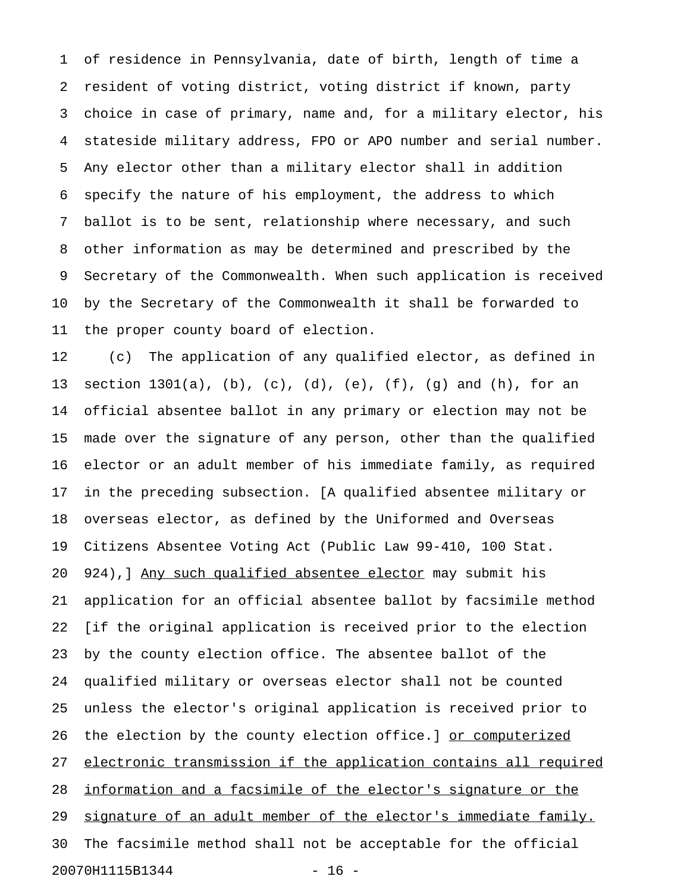of residence in Pennsylvania, date of birth, length of time a resident of voting district, voting district if known, party choice in case of primary, name and, for a military elector, his stateside military address, FPO or APO number and serial number. Any elector other than a military elector shall in addition specify the nature of his employment, the address to which ballot is to be sent, relationship where necessary, and such other information as may be determined and prescribed by the Secretary of the Commonwealth. When such application is received by the Secretary of the Commonwealth it shall be forwarded to the proper county board of election.

(c) The application of any qualified elector, as defined in section 1301(a), (b), (c), (d), (e), (f), (g) and (h), for an official absentee ballot in any primary or election may not be made over the signature of any person, other than the qualified elector or an adult member of his immediate family, as required in the preceding subsection. [A qualified absentee military or overseas elector, as defined by the Uniformed and Overseas Citizens Absentee Voting Act (Public Law 99-410, 100 Stat. 924),] <u>Any such qualified absentee elector</u> may submit his application for an official absentee ballot by facsimile method [if the original application is received prior to the election by the county election office. The absentee ballot of the qualified military or overseas elector shall not be counted unless the elector's original application is received prior to the election by the county election office.] <u>or computerized electronic transmission if the application contains all required information and a facsimile of the elector's signature or the signature of an adult member of the elector's immediate family.</u> The facsimile method shall not be acceptable for the official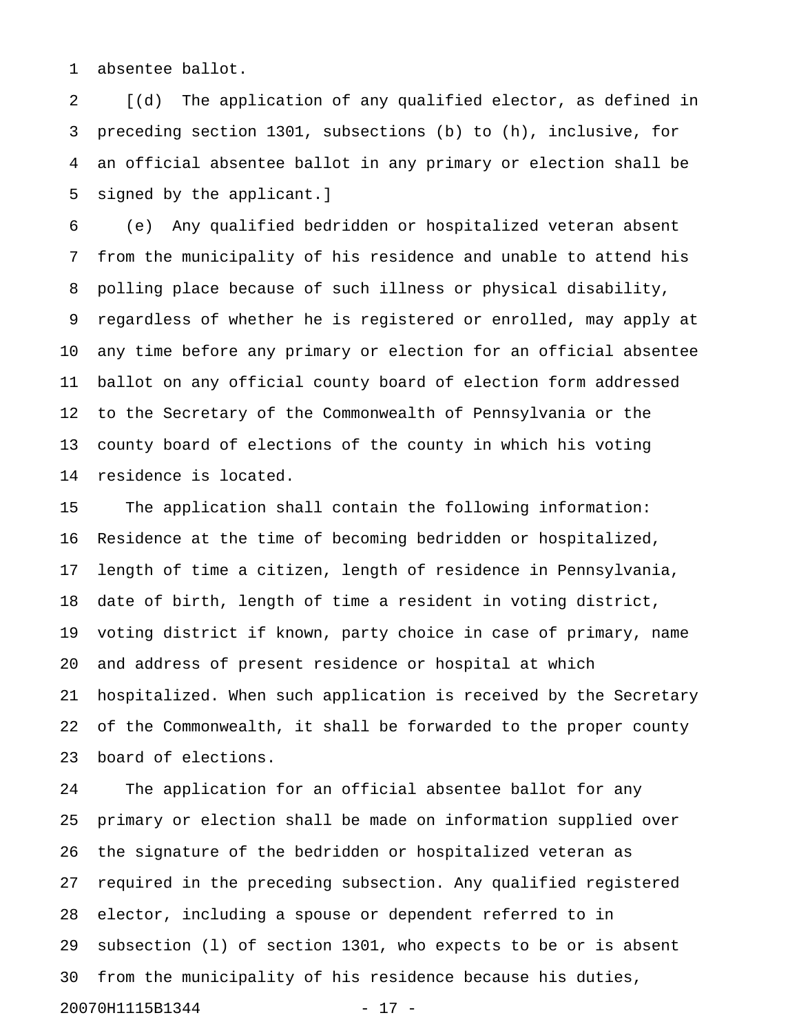absentee ballot.

[(d) The application of any qualified elector, as defined in preceding section 1301, subsections (b) to (h), inclusive, for an official absentee ballot in any primary or election shall be signed by the applicant.]

(e) Any qualified bedridden or hospitalized veteran absent from the municipality of his residence and unable to attend his polling place because of such illness or physical disability, regardless of whether he is registered or enrolled, may apply at any time before any primary or election for an official absentee ballot on any official county board of election form addressed to the Secretary of the Commonwealth of Pennsylvania or the county board of elections of the county in which his voting residence is located.

The application shall contain the following information: Residence at the time of becoming bedridden or hospitalized, length of time a citizen, length of residence in Pennsylvania, date of birth, length of time a resident in voting district, voting district if known, party choice in case of primary, name and address of present residence or hospital at which hospitalized. When such application is received by the Secretary of the Commonwealth, it shall be forwarded to the proper county board of elections.

The application for an official absentee ballot for any primary or election shall be made on information supplied over the signature of the bedridden or hospitalized veteran as required in the preceding subsection. Any qualified registered elector, including a spouse or dependent referred to in subsection (l) of section 1301, who expects to be or is absent from the municipality of his residence because his duties,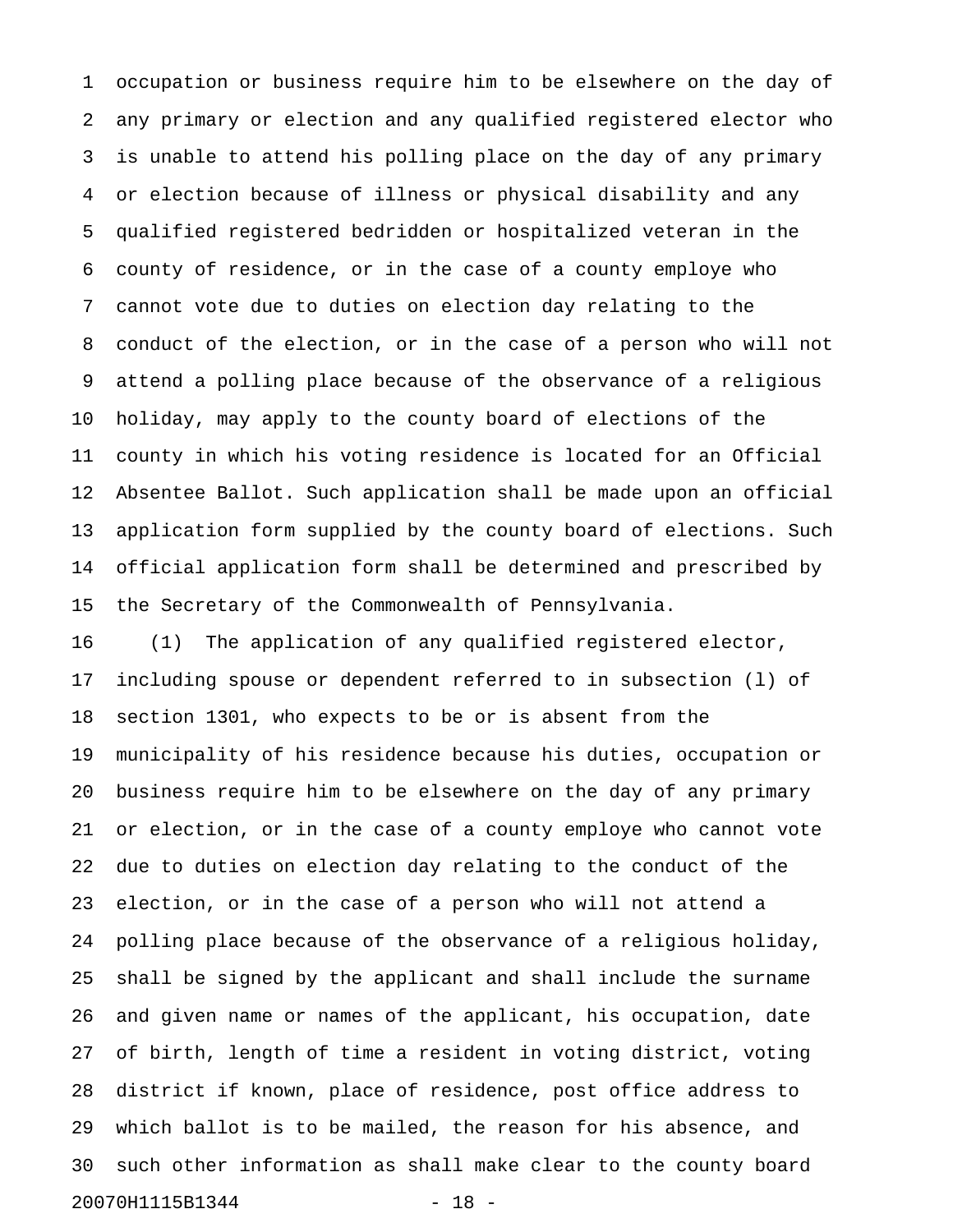occupation or business require him to be elsewhere on the day of any primary or election and any qualified registered elector who is unable to attend his polling place on the day of any primary or election because of illness or physical disability and any qualified registered bedridden or hospitalized veteran in the county of residence, or in the case of a county employe who cannot vote due to duties on election day relating to the conduct of the election, or in the case of a person who will not attend a polling place because of the observance of a religious holiday, may apply to the county board of elections of the county in which his voting residence is located for an Official Absentee Ballot. Such application shall be made upon an official application form supplied by the county board of elections. Such official application form shall be determined and prescribed by the Secretary of the Commonwealth of Pennsylvania.

(1) The application of any qualified registered elector, including spouse or dependent referred to in subsection (l) of section 1301, who expects to be or is absent from the municipality of his residence because his duties, occupation or business require him to be elsewhere on the day of any primary or election, or in the case of a county employe who cannot vote due to duties on election day relating to the conduct of the election, or in the case of a person who will not attend a polling place because of the observance of a religious holiday, shall be signed by the applicant and shall include the surname and given name or names of the applicant, his occupation, date of birth, length of time a resident in voting district, voting district if known, place of residence, post office address to which ballot is to be mailed, the reason for his absence, and such other information as shall make clear to the county board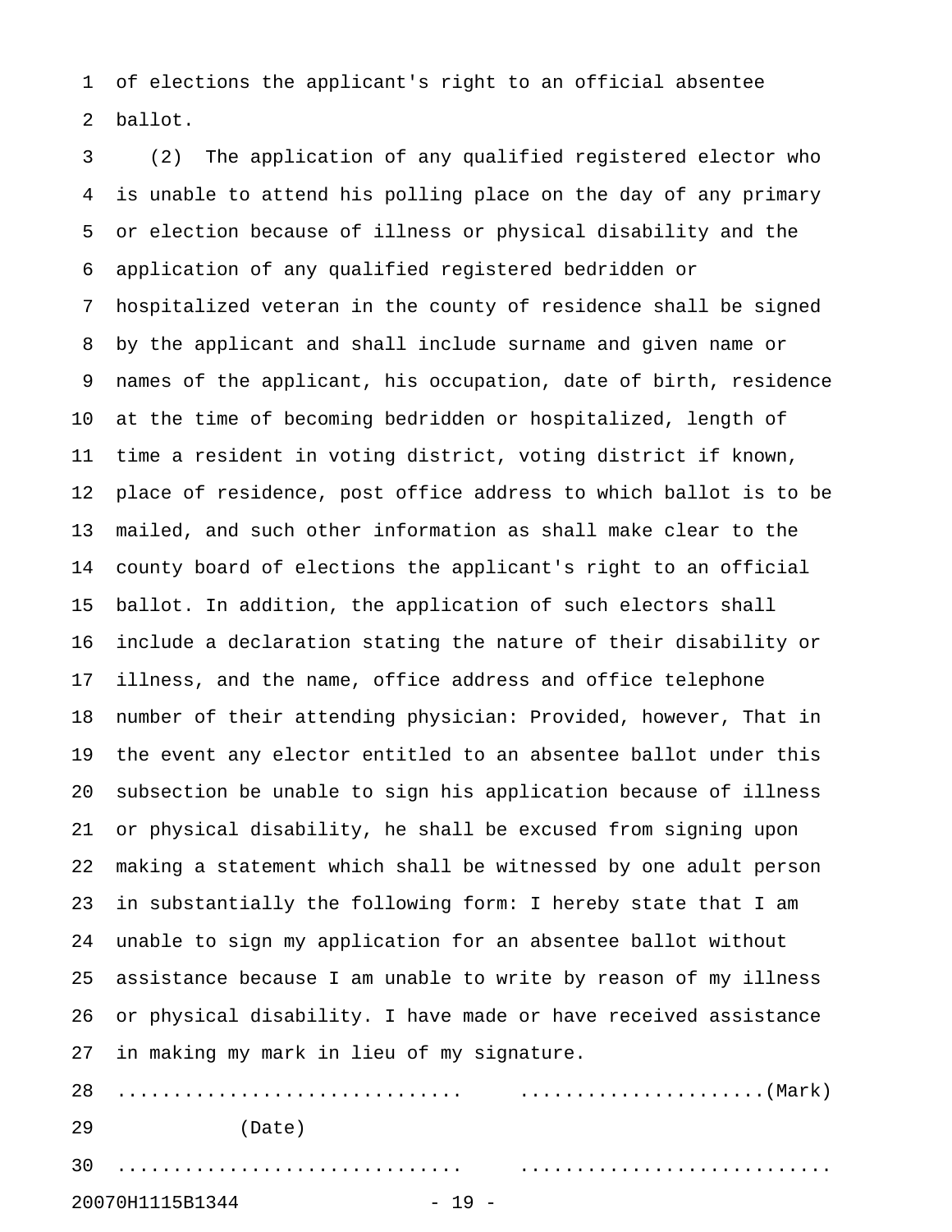of elections the applicant's right to an official absentee ballot.

(2) The application of any qualified registered elector who is unable to attend his polling place on the day of any primary or election because of illness or physical disability and the application of any qualified registered bedridden or hospitalized veteran in the county of residence shall be signed by the applicant and shall include surname and given name or names of the applicant, his occupation, date of birth, residence at the time of becoming bedridden or hospitalized, length of time a resident in voting district, voting district if known, place of residence, post office address to which ballot is to be mailed, and such other information as shall make clear to the county board of elections the applicant's right to an official ballot. In addition, the application of such electors shall include a declaration stating the nature of their disability or illness, and the name, office address and office telephone number of their attending physician: Provided, however, That in the event any elector entitled to an absentee ballot under this subsection be unable to sign his application because of illness or physical disability, he shall be excused from signing upon making a statement which shall be witnessed by one adult person in substantially the following form: I hereby state that I am unable to sign my application for an absentee ballot without assistance because I am unable to write by reason of my illness or physical disability. I have made or have received assistance in making my mark in lieu of my signature.

.............................. ......................(Mark)

(Date)

.............................. ...........................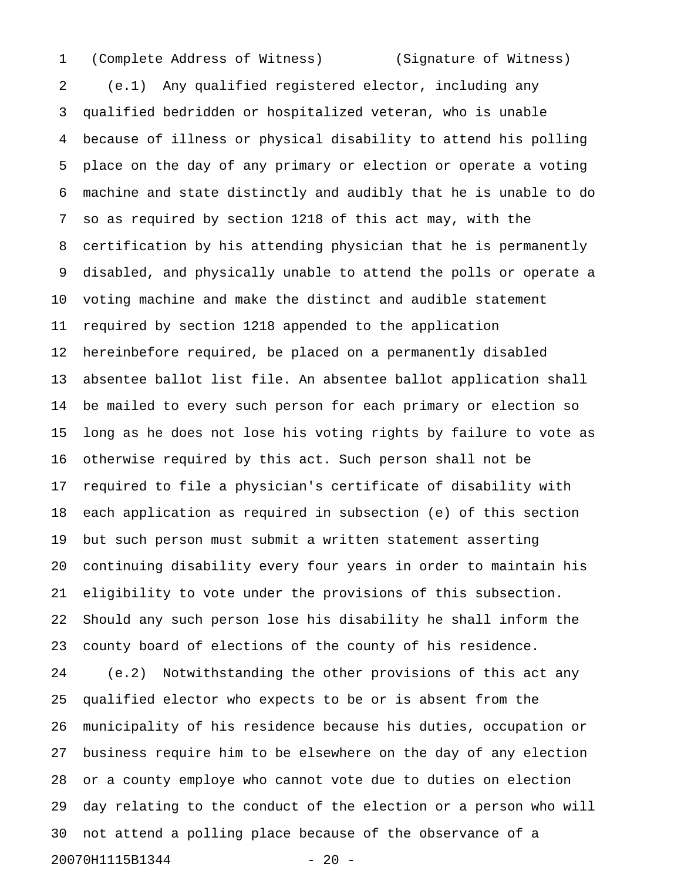(Complete Address of Witness)        (Signature of Witness)

(e.1) Any qualified registered elector, including any qualified bedridden or hospitalized veteran, who is unable because of illness or physical disability to attend his polling place on the day of any primary or election or operate a voting machine and state distinctly and audibly that he is unable to do so as required by section 1218 of this act may, with the certification by his attending physician that he is permanently disabled, and physically unable to attend the polls or operate a voting machine and make the distinct and audible statement required by section 1218 appended to the application hereinbefore required, be placed on a permanently disabled absentee ballot list file. An absentee ballot application shall be mailed to every such person for each primary or election so long as he does not lose his voting rights by failure to vote as otherwise required by this act. Such person shall not be required to file a physician's certificate of disability with each application as required in subsection (e) of this section but such person must submit a written statement asserting continuing disability every four years in order to maintain his eligibility to vote under the provisions of this subsection. Should any such person lose his disability he shall inform the county board of elections of the county of his residence.

(e.2) Notwithstanding the other provisions of this act any qualified elector who expects to be or is absent from the municipality of his residence because his duties, occupation or business require him to be elsewhere on the day of any election or a county employe who cannot vote due to duties on election day relating to the conduct of the election or a person who will not attend a polling place because of the observance of a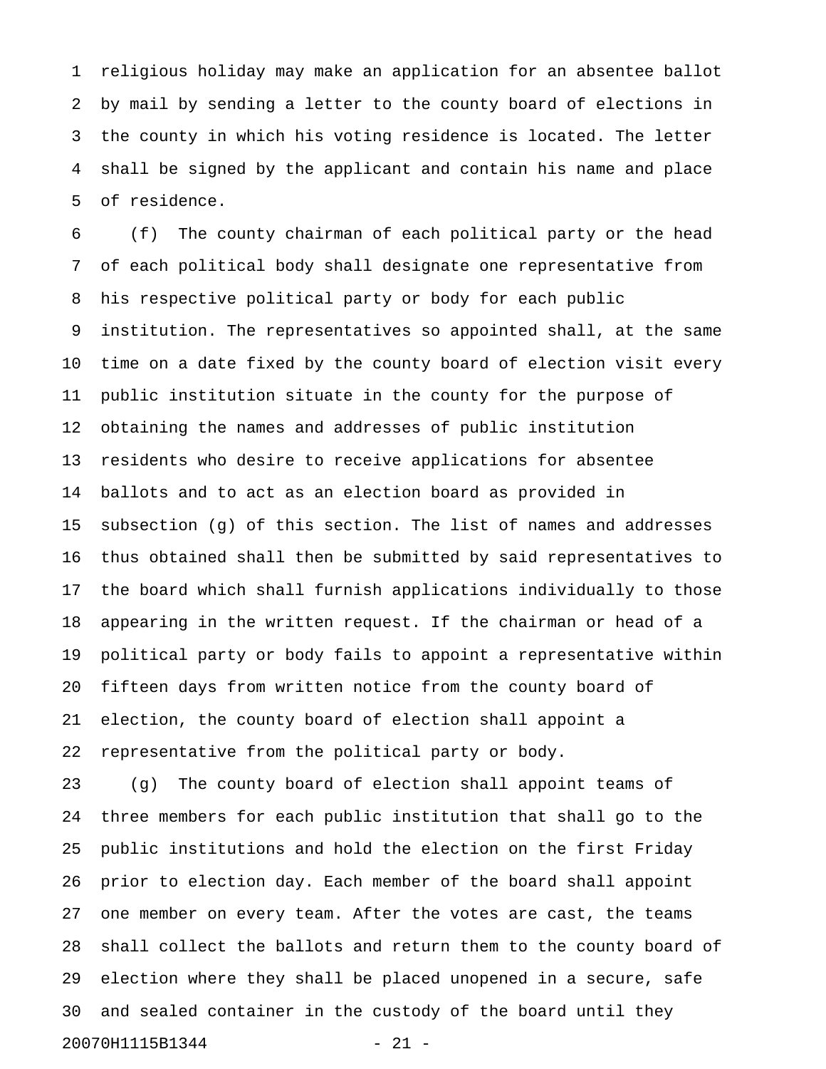religious holiday may make an application for an absentee ballot by mail by sending a letter to the county board of elections in the county in which his voting residence is located. The letter shall be signed by the applicant and contain his name and place of residence.

(f) The county chairman of each political party or the head of each political body shall designate one representative from his respective political party or body for each public institution. The representatives so appointed shall, at the same time on a date fixed by the county board of election visit every public institution situate in the county for the purpose of obtaining the names and addresses of public institution residents who desire to receive applications for absentee ballots and to act as an election board as provided in subsection (g) of this section. The list of names and addresses thus obtained shall then be submitted by said representatives to the board which shall furnish applications individually to those appearing in the written request. If the chairman or head of a political party or body fails to appoint a representative within fifteen days from written notice from the county board of election, the county board of election shall appoint a representative from the political party or body.

(g) The county board of election shall appoint teams of three members for each public institution that shall go to the public institutions and hold the election on the first Friday prior to election day. Each member of the board shall appoint one member on every team. After the votes are cast, the teams shall collect the ballots and return them to the county board of election where they shall be placed unopened in a secure, safe and sealed container in the custody of the board until they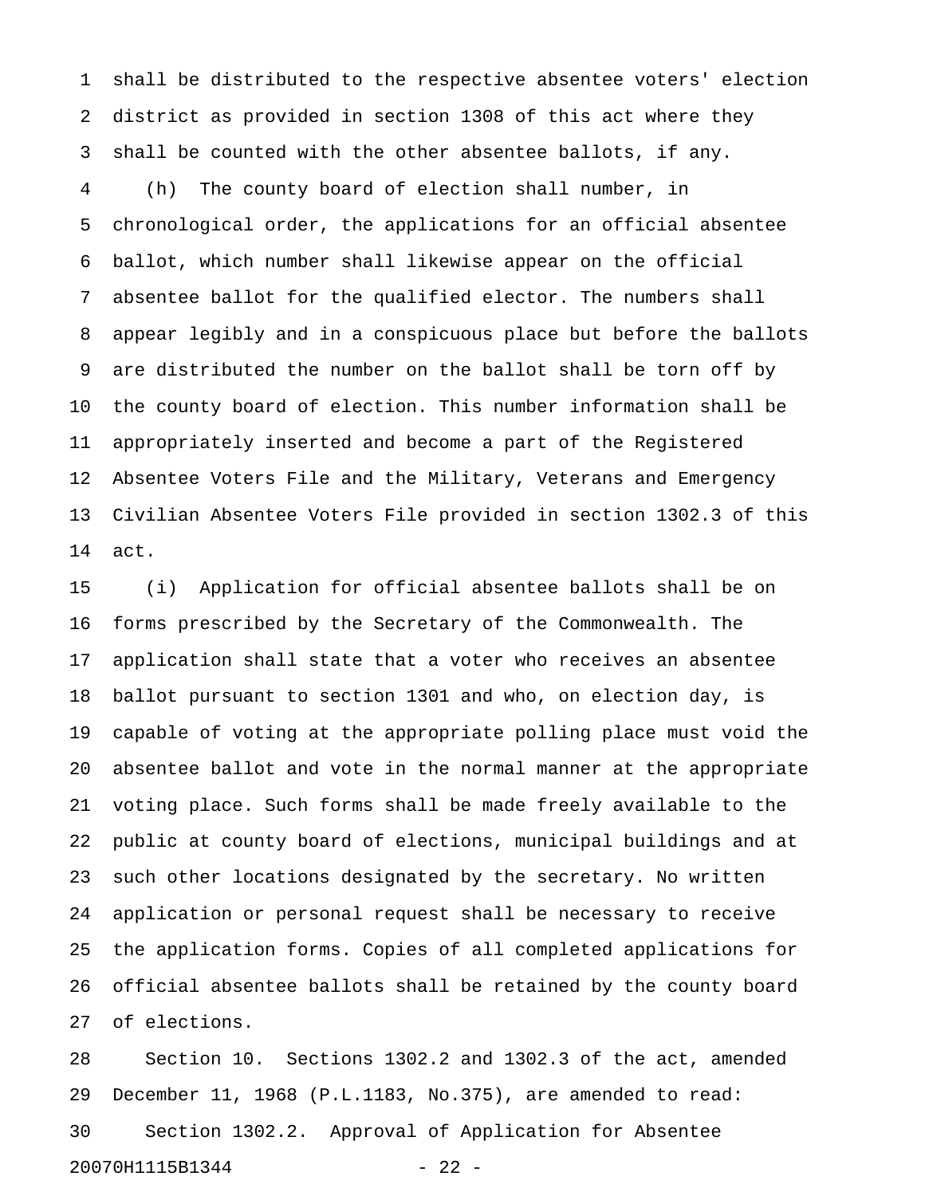shall be distributed to the respective absentee voters' election district as provided in section 1308 of this act where they shall be counted with the other absentee ballots, if any.

(h) The county board of election shall number, in chronological order, the applications for an official absentee ballot, which number shall likewise appear on the official absentee ballot for the qualified elector. The numbers shall appear legibly and in a conspicuous place but before the ballots are distributed the number on the ballot shall be torn off by the county board of election. This number information shall be appropriately inserted and become a part of the Registered Absentee Voters File and the Military, Veterans and Emergency Civilian Absentee Voters File provided in section 1302.3 of this act.

(i) Application for official absentee ballots shall be on forms prescribed by the Secretary of the Commonwealth. The application shall state that a voter who receives an absentee ballot pursuant to section 1301 and who, on election day, is capable of voting at the appropriate polling place must void the absentee ballot and vote in the normal manner at the appropriate voting place. Such forms shall be made freely available to the public at county board of elections, municipal buildings and at such other locations designated by the secretary. No written application or personal request shall be necessary to receive the application forms. Copies of all completed applications for official absentee ballots shall be retained by the county board of elections.

Section 10. Sections 1302.2 and 1302.3 of the act, amended December 11, 1968 (P.L.1183, No.375), are amended to read:

Section 1302.2. Approval of Application for Absentee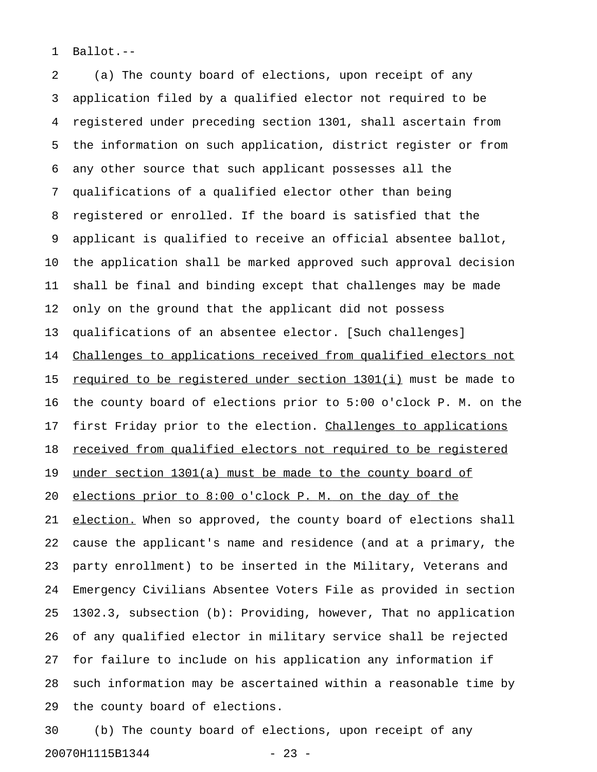Ballot.--

(a) The county board of elections, upon receipt of any application filed by a qualified elector not required to be registered under preceding section 1301, shall ascertain from the information on such application, district register or from any other source that such applicant possesses all the qualifications of a qualified elector other than being registered or enrolled. If the board is satisfied that the applicant is qualified to receive an official absentee ballot, the application shall be marked approved such approval decision shall be final and binding except that challenges may be made only on the ground that the applicant did not possess qualifications of an absentee elector. [Such challenges] <u>Challenges to applications received from qualified electors not required to be registered under section 1301(i)</u> must be made to the county board of elections prior to 5:00 o'clock P. M. on the first Friday prior to the election. <u>Challenges to applications received from qualified electors not required to be registered under section 1301(a) must be made to the county board of elections prior to 8:00 o'clock P. M. on the day of the election.</u> When so approved, the county board of elections shall cause the applicant's name and residence (and at a primary, the party enrollment) to be inserted in the Military, Veterans and Emergency Civilians Absentee Voters File as provided in section 1302.3, subsection (b): Providing, however, That no application of any qualified elector in military service shall be rejected for failure to include on his application any information if such information may be ascertained within a reasonable time by the county board of elections.

(b) The county board of elections, upon receipt of any

20070H1115B1344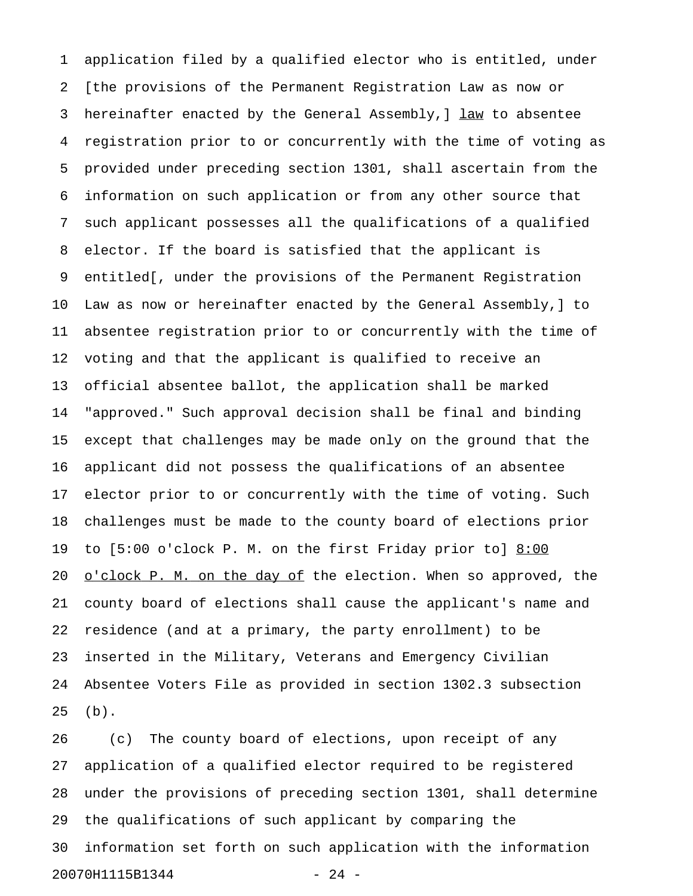application filed by a qualified elector who is entitled, under [the provisions of the Permanent Registration Law as now or hereinafter enacted by the General Assembly,] <u>law</u> to absentee registration prior to or concurrently with the time of voting as provided under preceding section 1301, shall ascertain from the information on such application or from any other source that such applicant possesses all the qualifications of a qualified elector. If the board is satisfied that the applicant is entitled[, under the provisions of the Permanent Registration Law as now or hereinafter enacted by the General Assembly,] to absentee registration prior to or concurrently with the time of voting and that the applicant is qualified to receive an official absentee ballot, the application shall be marked "approved." Such approval decision shall be final and binding except that challenges may be made only on the ground that the applicant did not possess the qualifications of an absentee elector prior to or concurrently with the time of voting. Such challenges must be made to the county board of elections prior to [5:00 o'clock P. M. on the first Friday prior to] <u>8:00 o'clock P. M. on the day of</u> the election. When so approved, the county board of elections shall cause the applicant's name and residence (and at a primary, the party enrollment) to be inserted in the Military, Veterans and Emergency Civilian Absentee Voters File as provided in section 1302.3 subsection (b).

(c) The county board of elections, upon receipt of any application of a qualified elector required to be registered under the provisions of preceding section 1301, shall determine the qualifications of such applicant by comparing the information set forth on such application with the information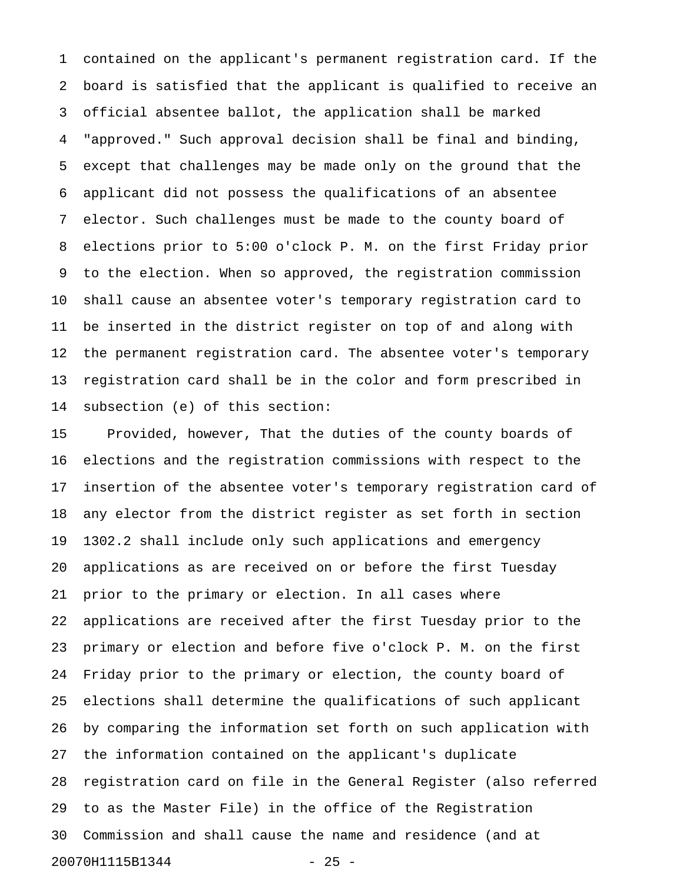contained on the applicant's permanent registration card. If the board is satisfied that the applicant is qualified to receive an official absentee ballot, the application shall be marked "approved." Such approval decision shall be final and binding, except that challenges may be made only on the ground that the applicant did not possess the qualifications of an absentee elector. Such challenges must be made to the county board of elections prior to 5:00 o'clock P. M. on the first Friday prior to the election. When so approved, the registration commission shall cause an absentee voter's temporary registration card to be inserted in the district register on top of and along with the permanent registration card. The absentee voter's temporary registration card shall be in the color and form prescribed in subsection (e) of this section:

Provided, however, That the duties of the county boards of elections and the registration commissions with respect to the insertion of the absentee voter's temporary registration card of any elector from the district register as set forth in section 1302.2 shall include only such applications and emergency applications as are received on or before the first Tuesday prior to the primary or election. In all cases where applications are received after the first Tuesday prior to the primary or election and before five o'clock P. M. on the first Friday prior to the primary or election, the county board of elections shall determine the qualifications of such applicant by comparing the information set forth on such application with the information contained on the applicant's duplicate registration card on file in the General Register (also referred to as the Master File) in the office of the Registration Commission and shall cause the name and residence (and at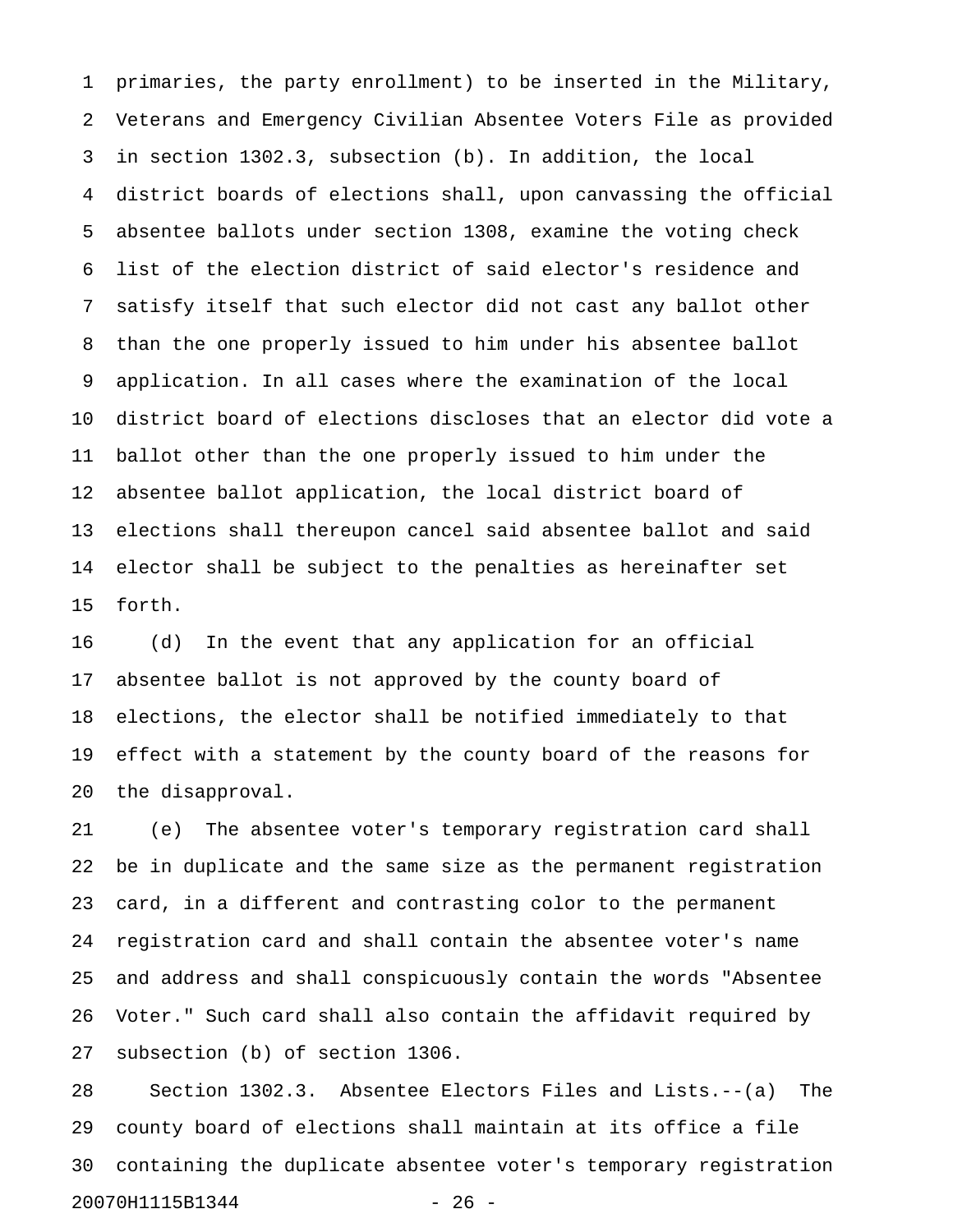primaries, the party enrollment) to be inserted in the Military, Veterans and Emergency Civilian Absentee Voters File as provided in section 1302.3, subsection (b). In addition, the local district boards of elections shall, upon canvassing the official absentee ballots under section 1308, examine the voting check list of the election district of said elector's residence and satisfy itself that such elector did not cast any ballot other than the one properly issued to him under his absentee ballot application. In all cases where the examination of the local district board of elections discloses that an elector did vote a ballot other than the one properly issued to him under the absentee ballot application, the local district board of elections shall thereupon cancel said absentee ballot and said elector shall be subject to the penalties as hereinafter set forth.

(d) In the event that any application for an official absentee ballot is not approved by the county board of elections, the elector shall be notified immediately to that effect with a statement by the county board of the reasons for the disapproval.

(e) The absentee voter's temporary registration card shall be in duplicate and the same size as the permanent registration card, in a different and contrasting color to the permanent registration card and shall contain the absentee voter's name and address and shall conspicuously contain the words "Absentee Voter." Such card shall also contain the affidavit required by subsection (b) of section 1306.

Section 1302.3. Absentee Electors Files and Lists.--(a) The county board of elections shall maintain at its office a file containing the duplicate absentee voter's temporary registration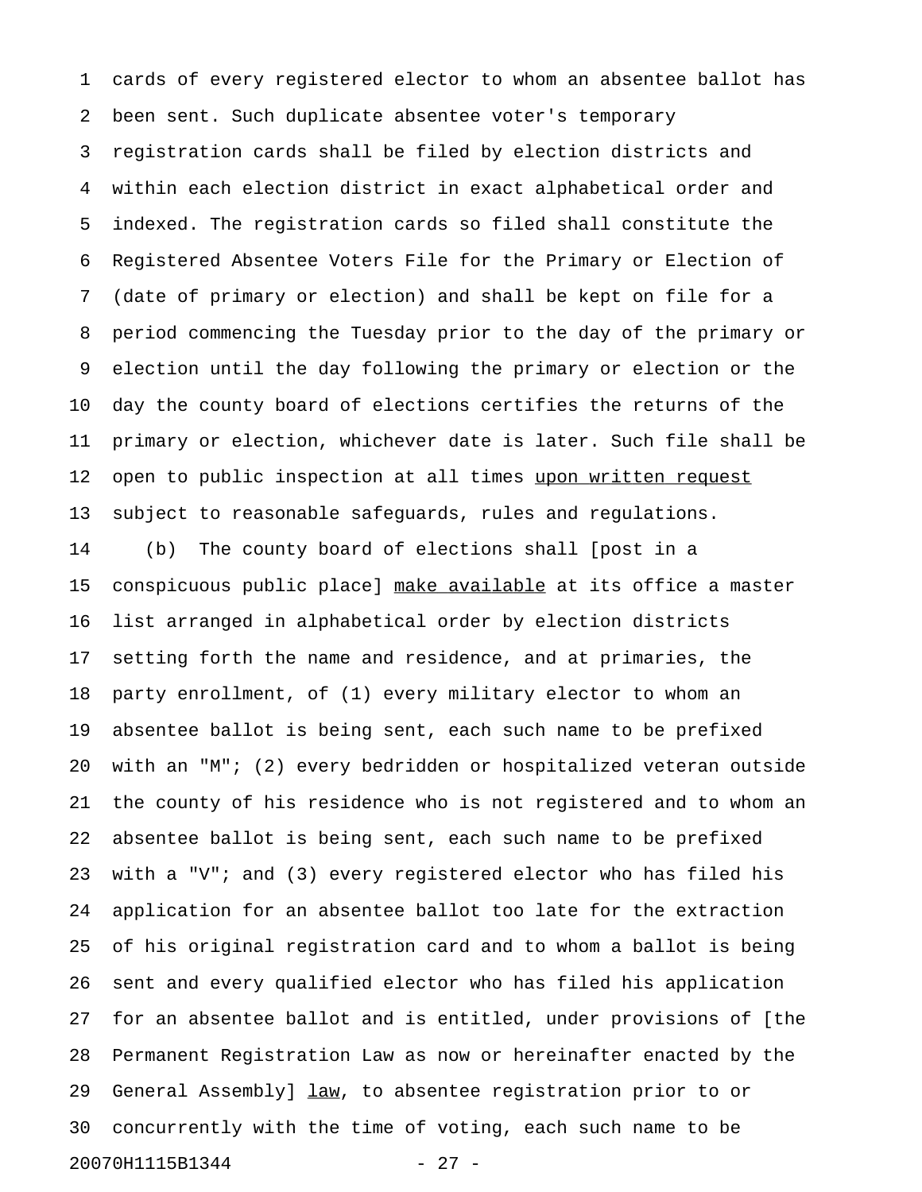cards of every registered elector to whom an absentee ballot has been sent. Such duplicate absentee voter's temporary registration cards shall be filed by election districts and within each election district in exact alphabetical order and indexed. The registration cards so filed shall constitute the Registered Absentee Voters File for the Primary or Election of (date of primary or election) and shall be kept on file for a period commencing the Tuesday prior to the day of the primary or election until the day following the primary or election or the day the county board of elections certifies the returns of the primary or election, whichever date is later. Such file shall be open to public inspection at all times upon written request subject to reasonable safeguards, rules and regulations.

(b) The county board of elections shall [post in a conspicuous public place] make available at its office a master list arranged in alphabetical order by election districts setting forth the name and residence, and at primaries, the party enrollment, of (1) every military elector to whom an absentee ballot is being sent, each such name to be prefixed with an "M"; (2) every bedridden or hospitalized veteran outside the county of his residence who is not registered and to whom an absentee ballot is being sent, each such name to be prefixed with a "V"; and (3) every registered elector who has filed his application for an absentee ballot too late for the extraction of his original registration card and to whom a ballot is being sent and every qualified elector who has filed his application for an absentee ballot and is entitled, under provisions of [the Permanent Registration Law as now or hereinafter enacted by the General Assembly] law, to absentee registration prior to or concurrently with the time of voting, each such name to be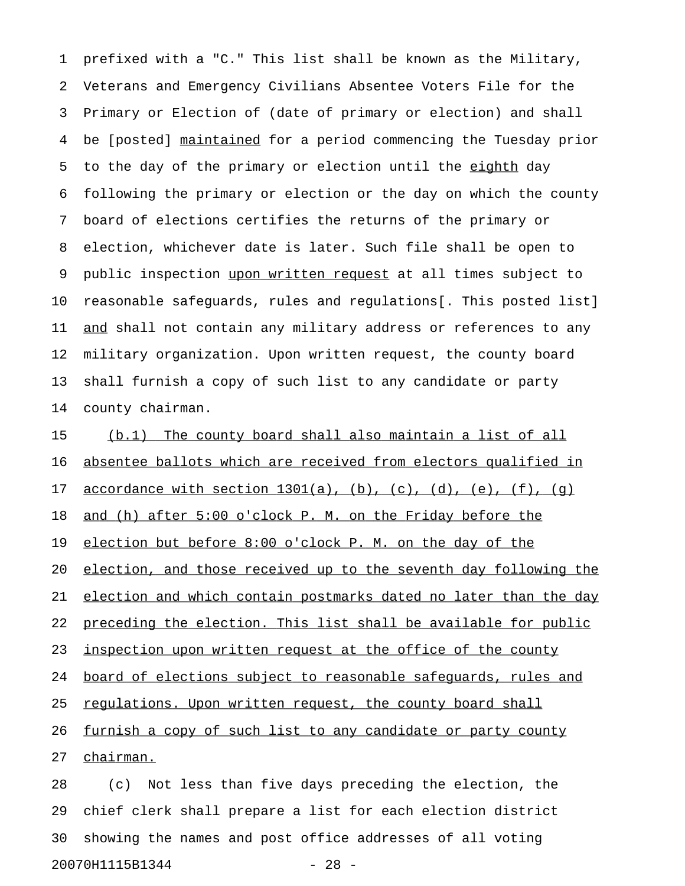prefixed with a "C." This list shall be known as the Military, Veterans and Emergency Civilians Absentee Voters File for the Primary or Election of (date of primary or election) and shall be [posted] <u>maintained</u> for a period commencing the Tuesday prior to the day of the primary or election until the <u>eighth</u> day following the primary or election or the day on which the county board of elections certifies the returns of the primary or election, whichever date is later. Such file shall be open to public inspection <u>upon written request</u> at all times subject to reasonable safeguards, rules and regulations[. This posted list] <u>and</u> shall not contain any military address or references to any military organization. Upon written request, the county board shall furnish a copy of such list to any candidate or party county chairman.

<u>(b.1) The county board shall also maintain a list of all absentee ballots which are received from electors qualified in accordance with section 1301(a), (b), (c), (d), (e), (f), (g) and (h) after 5:00 o'clock P. M. on the Friday before the election but before 8:00 o'clock P. M. on the day of the election, and those received up to the seventh day following the election and which contain postmarks dated no later than the day preceding the election. This list shall be available for public inspection upon written request at the office of the county board of elections subject to reasonable safeguards, rules and regulations. Upon written request, the county board shall furnish a copy of such list to any candidate or party county chairman.</u>

(c) Not less than five days preceding the election, the chief clerk shall prepare a list for each election district showing the names and post office addresses of all voting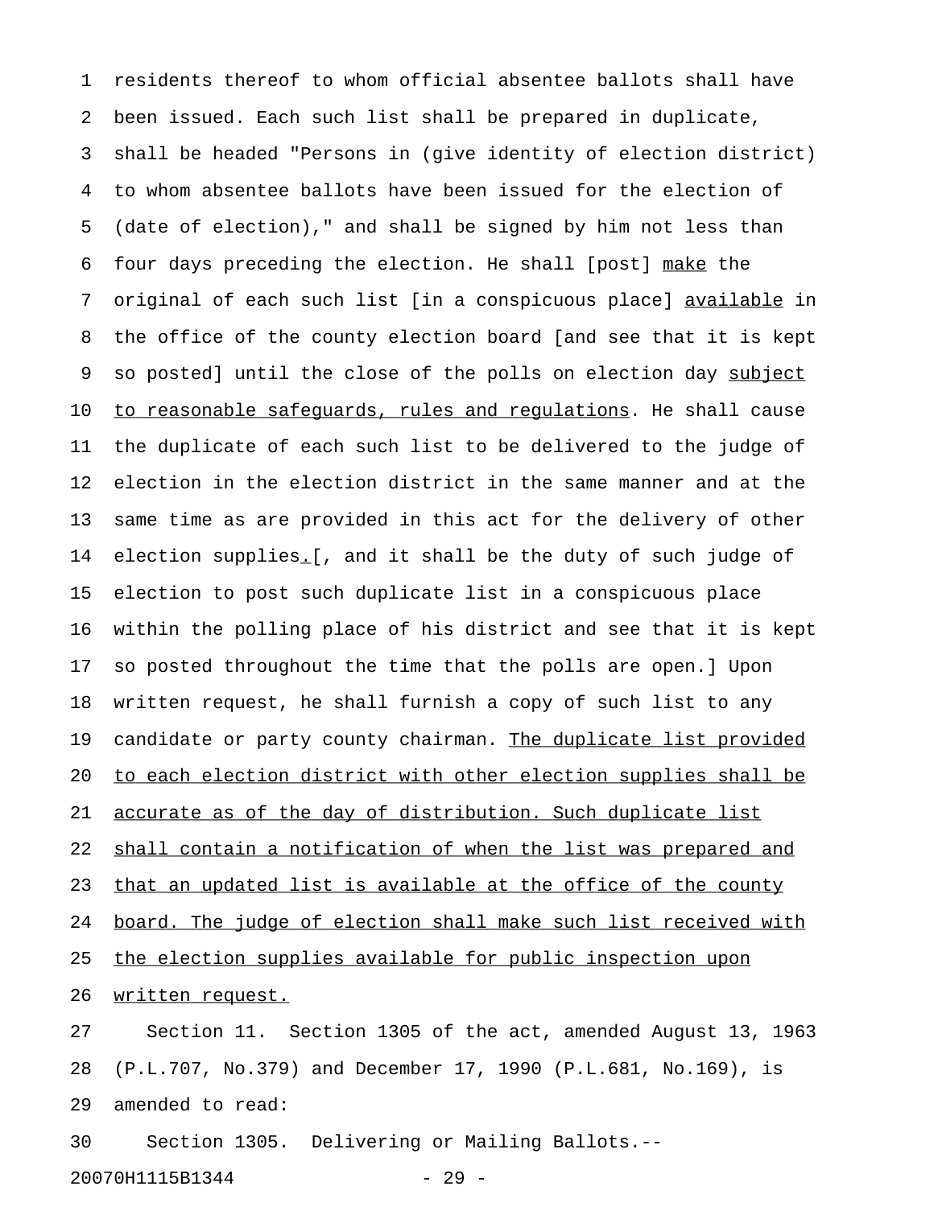residents thereof to whom official absentee ballots shall have been issued. Each such list shall be prepared in duplicate, shall be headed "Persons in (give identity of election district) to whom absentee ballots have been issued for the election of (date of election)," and shall be signed by him not less than four days preceding the election. He shall [post] <u>make</u> the original of each such list [in a conspicuous place] <u>available</u> in the office of the county election board [and see that it is kept so posted] until the close of the polls on election day <u>subject to reasonable safeguards, rules and regulations</u>. He shall cause the duplicate of each such list to be delivered to the judge of election in the election district in the same manner and at the same time as are provided in this act for the delivery of other election supplies<u>.</u>[, and it shall be the duty of such judge of election to post such duplicate list in a conspicuous place within the polling place of his district and see that it is kept so posted throughout the time that the polls are open.] Upon written request, he shall furnish a copy of such list to any candidate or party county chairman. <u>The duplicate list provided to each election district with other election supplies shall be accurate as of the day of distribution. Such duplicate list shall contain a notification of when the list was prepared and that an updated list is available at the office of the county board. The judge of election shall make such list received with the election supplies available for public inspection upon written request.</u>

Section 11. Section 1305 of the act, amended August 13, 1963 (P.L.707, No.379) and December 17, 1990 (P.L.681, No.169), is amended to read:

Section 1305. Delivering or Mailing Ballots.--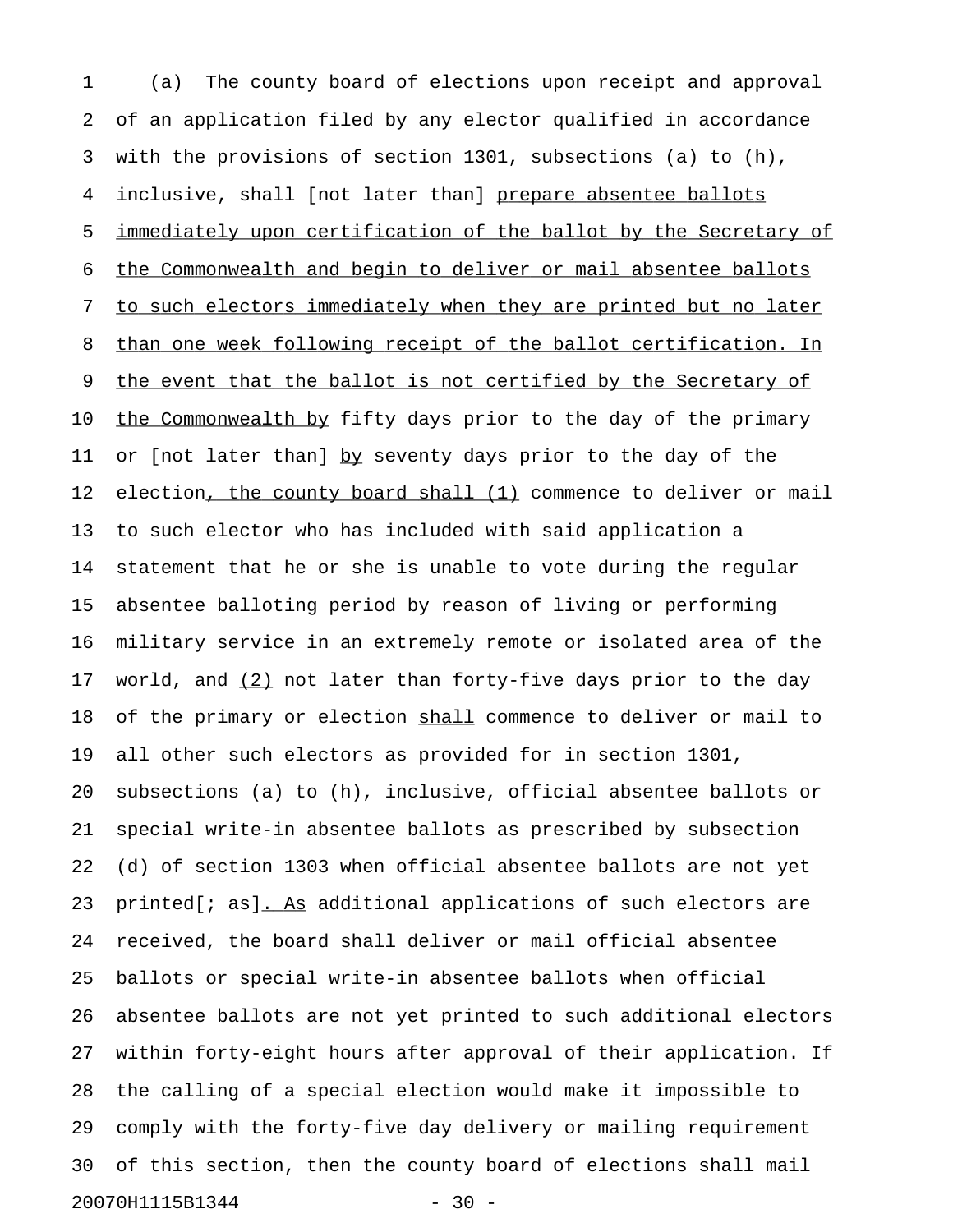(a) The county board of elections upon receipt and approval of an application filed by any elector qualified in accordance with the provisions of section 1301, subsections (a) to (h), inclusive, shall [not later than] prepare absentee ballots immediately upon certification of the ballot by the Secretary of the Commonwealth and begin to deliver or mail absentee ballots to such electors immediately when they are printed but no later than one week following receipt of the ballot certification. In the event that the ballot is not certified by the Secretary of the Commonwealth by fifty days prior to the day of the primary or [not later than] by seventy days prior to the day of the election, the county board shall (1) commence to deliver or mail to such elector who has included with said application a statement that he or she is unable to vote during the regular absentee balloting period by reason of living or performing military service in an extremely remote or isolated area of the world, and (2) not later than forty-five days prior to the day of the primary or election shall commence to deliver or mail to all other such electors as provided for in section 1301, subsections (a) to (h), inclusive, official absentee ballots or special write-in absentee ballots as prescribed by subsection (d) of section 1303 when official absentee ballots are not yet printed[; as]. As additional applications of such electors are received, the board shall deliver or mail official absentee ballots or special write-in absentee ballots when official absentee ballots are not yet printed to such additional electors within forty-eight hours after approval of their application. If the calling of a special election would make it impossible to comply with the forty-five day delivery or mailing requirement of this section, then the county board of elections shall mail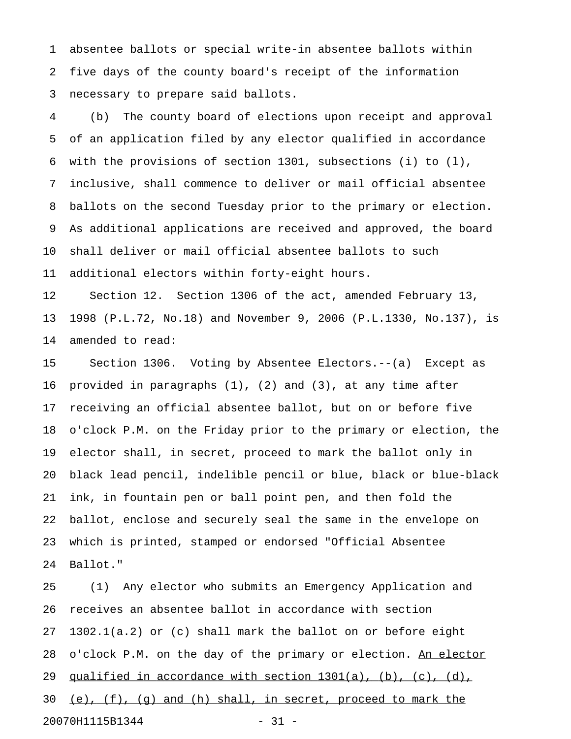absentee ballots or special write-in absentee ballots within five days of the county board's receipt of the information necessary to prepare said ballots.

(b) The county board of elections upon receipt and approval of an application filed by any elector qualified in accordance with the provisions of section 1301, subsections (i) to (l), inclusive, shall commence to deliver or mail official absentee ballots on the second Tuesday prior to the primary or election. As additional applications are received and approved, the board shall deliver or mail official absentee ballots to such additional electors within forty-eight hours.

Section 12. Section 1306 of the act, amended February 13, 1998 (P.L.72, No.18) and November 9, 2006 (P.L.1330, No.137), is amended to read:

Section 1306. Voting by Absentee Electors.--(a) Except as provided in paragraphs (1), (2) and (3), at any time after receiving an official absentee ballot, but on or before five o'clock P.M. on the Friday prior to the primary or election, the elector shall, in secret, proceed to mark the ballot only in black lead pencil, indelible pencil or blue, black or blue-black ink, in fountain pen or ball point pen, and then fold the ballot, enclose and securely seal the same in the envelope on which is printed, stamped or endorsed "Official Absentee Ballot."

(1) Any elector who submits an Emergency Application and receives an absentee ballot in accordance with section 1302.1(a.2) or (c) shall mark the ballot on or before eight o'clock P.M. on the day of the primary or election. <u>An elector qualified in accordance with section 1301(a), (b), (c), (d), (e), (f), (g) and (h) shall, in secret, proceed to mark the</u>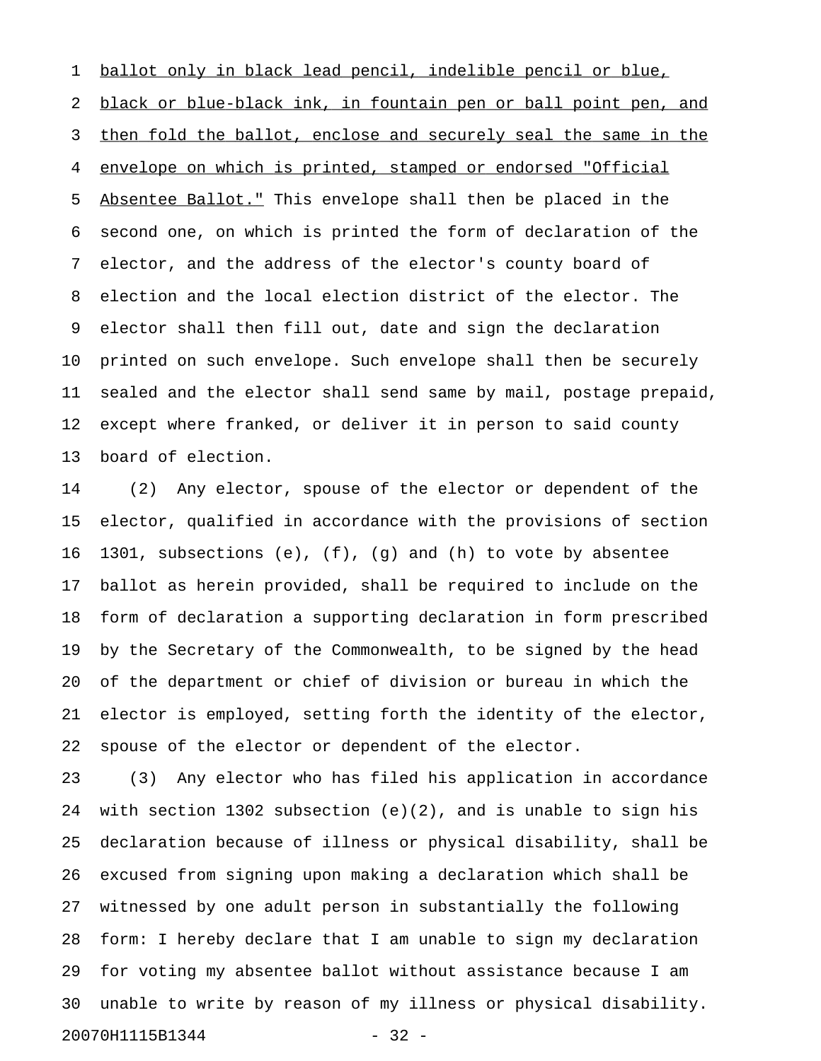ballot only in black lead pencil, indelible pencil or blue, black or blue-black ink, in fountain pen or ball point pen, and then fold the ballot, enclose and securely seal the same in the envelope on which is printed, stamped or endorsed "Official Absentee Ballot." This envelope shall then be placed in the second one, on which is printed the form of declaration of the elector, and the address of the elector's county board of election and the local election district of the elector. The elector shall then fill out, date and sign the declaration printed on such envelope. Such envelope shall then be securely sealed and the elector shall send same by mail, postage prepaid, except where franked, or deliver it in person to said county board of election.

(2) Any elector, spouse of the elector or dependent of the elector, qualified in accordance with the provisions of section 1301, subsections (e), (f), (g) and (h) to vote by absentee ballot as herein provided, shall be required to include on the form of declaration a supporting declaration in form prescribed by the Secretary of the Commonwealth, to be signed by the head of the department or chief of division or bureau in which the elector is employed, setting forth the identity of the elector, spouse of the elector or dependent of the elector.

(3) Any elector who has filed his application in accordance with section 1302 subsection (e)(2), and is unable to sign his declaration because of illness or physical disability, shall be excused from signing upon making a declaration which shall be witnessed by one adult person in substantially the following form: I hereby declare that I am unable to sign my declaration for voting my absentee ballot without assistance because I am unable to write by reason of my illness or physical disability.

20070H1115B1344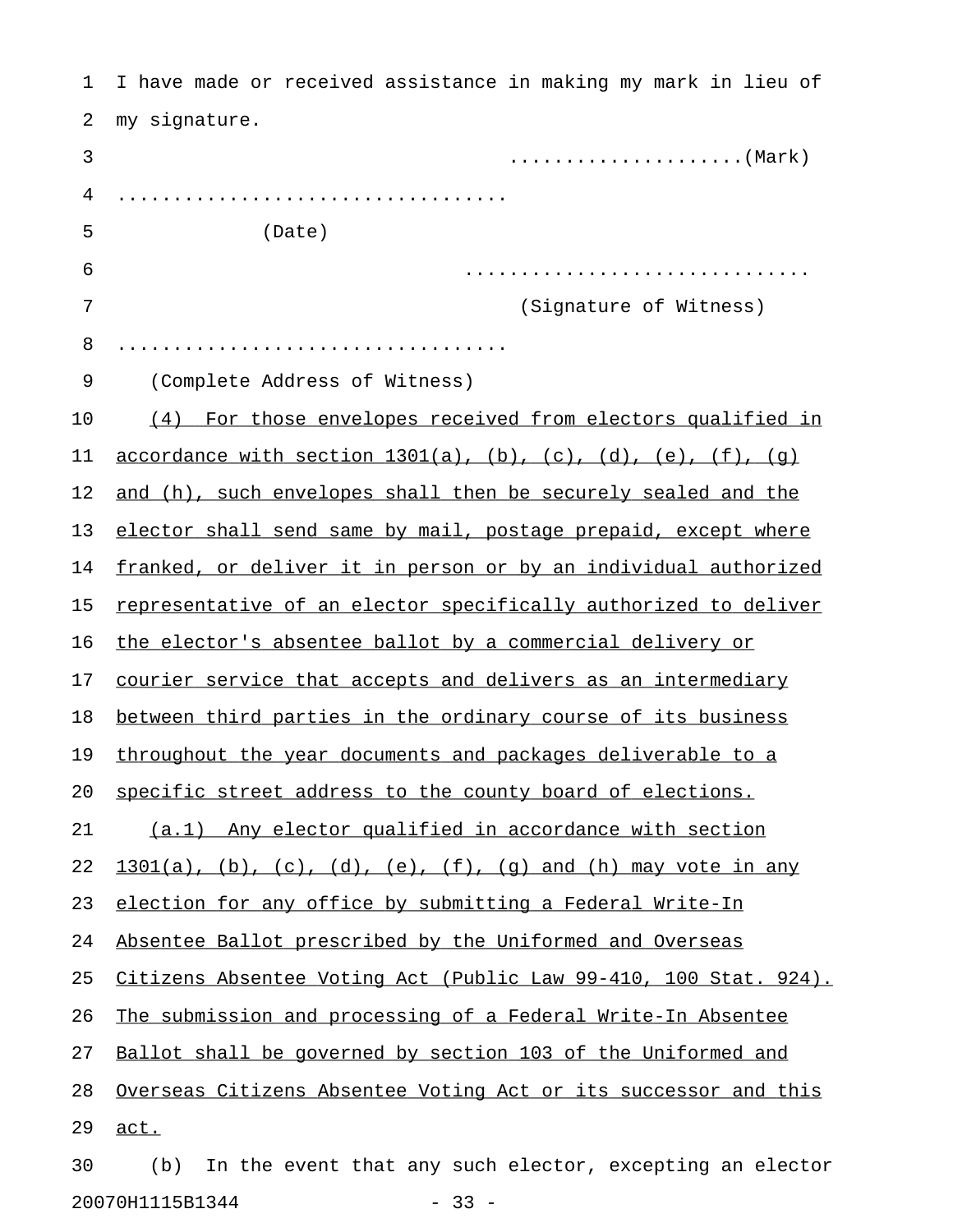I have made or received assistance in making my mark in lieu of my signature.

....................(Mark)

..................................

(Date)

..............................

(Signature of Witness)

..................................

(Complete Address of Witness)

(4) For those envelopes received from electors qualified in accordance with section 1301(a), (b), (c), (d), (e), (f), (g) and (h), such envelopes shall then be securely sealed and the elector shall send same by mail, postage prepaid, except where franked, or deliver it in person or by an individual authorized representative of an elector specifically authorized to deliver the elector's absentee ballot by a commercial delivery or courier service that accepts and delivers as an intermediary between third parties in the ordinary course of its business throughout the year documents and packages deliverable to a specific street address to the county board of elections.

(a.1) Any elector qualified in accordance with section 1301(a), (b), (c), (d), (e), (f), (g) and (h) may vote in any election for any office by submitting a Federal Write-In Absentee Ballot prescribed by the Uniformed and Overseas Citizens Absentee Voting Act (Public Law 99-410, 100 Stat. 924). The submission and processing of a Federal Write-In Absentee Ballot shall be governed by section 103 of the Uniformed and Overseas Citizens Absentee Voting Act or its successor and this act.

(b) In the event that any such elector, excepting an elector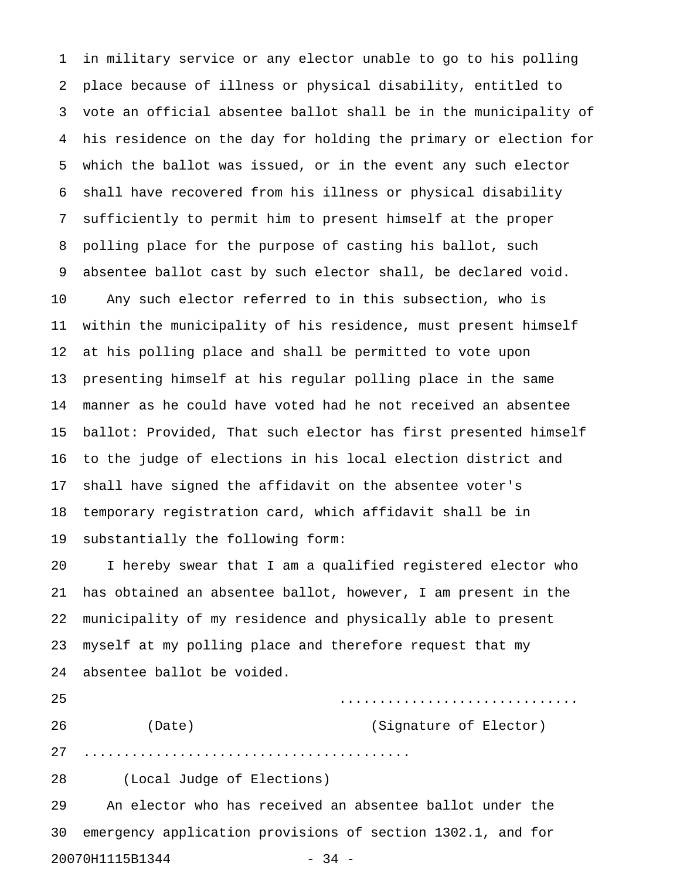in military service or any elector unable to go to his polling place because of illness or physical disability, entitled to vote an official absentee ballot shall be in the municipality of his residence on the day for holding the primary or election for which the ballot was issued, or in the event any such elector shall have recovered from his illness or physical disability sufficiently to permit him to present himself at the proper polling place for the purpose of casting his ballot, such absentee ballot cast by such elector shall, be declared void.

Any such elector referred to in this subsection, who is within the municipality of his residence, must present himself at his polling place and shall be permitted to vote upon presenting himself at his regular polling place in the same manner as he could have voted had he not received an absentee ballot: Provided, That such elector has first presented himself to the judge of elections in his local election district and shall have signed the affidavit on the absentee voter's temporary registration card, which affidavit shall be in substantially the following form:

I hereby swear that I am a qualified registered elector who has obtained an absentee ballot, however, I am present in the municipality of my residence and physically able to present myself at my polling place and therefore request that my absentee ballot be voided.

.............................

(Date) (Signature of Elector)

.........................................

(Local Judge of Elections)

An elector who has received an absentee ballot under the emergency application provisions of section 1302.1, and for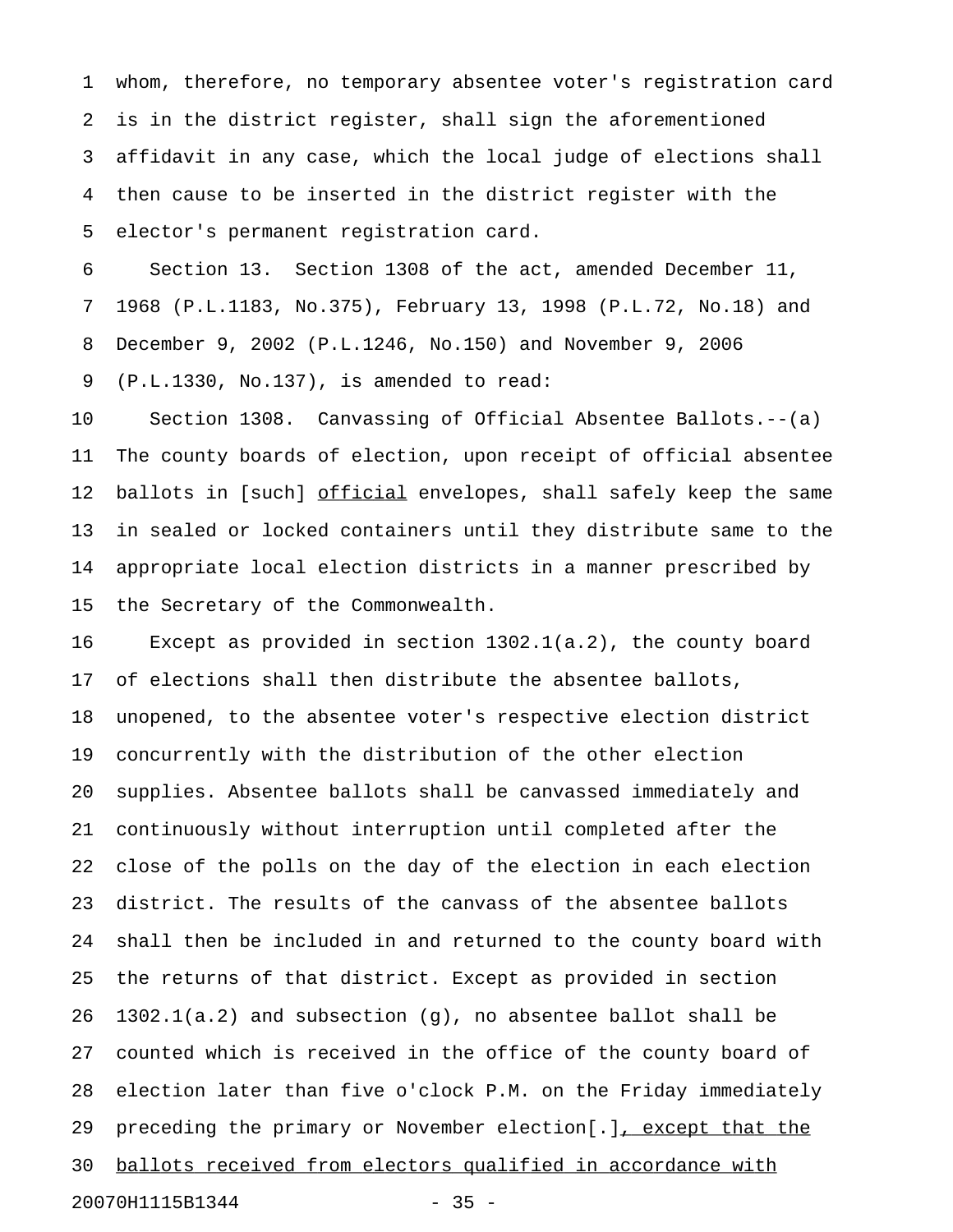whom, therefore, no temporary absentee voter's registration card is in the district register, shall sign the aforementioned affidavit in any case, which the local judge of elections shall then cause to be inserted in the district register with the elector's permanent registration card.

Section 13. Section 1308 of the act, amended December 11, 1968 (P.L.1183, No.375), February 13, 1998 (P.L.72, No.18) and December 9, 2002 (P.L.1246, No.150) and November 9, 2006 (P.L.1330, No.137), is amended to read:

Section 1308. Canvassing of Official Absentee Ballots.--(a) The county boards of election, upon receipt of official absentee ballots in [such] <u>official</u> envelopes, shall safely keep the same in sealed or locked containers until they distribute same to the appropriate local election districts in a manner prescribed by the Secretary of the Commonwealth.

Except as provided in section 1302.1(a.2), the county board of elections shall then distribute the absentee ballots, unopened, to the absentee voter's respective election district concurrently with the distribution of the other election supplies. Absentee ballots shall be canvassed immediately and continuously without interruption until completed after the close of the polls on the day of the election in each election district. The results of the canvass of the absentee ballots shall then be included in and returned to the county board with the returns of that district. Except as provided in section 1302.1(a.2) and subsection (g), no absentee ballot shall be counted which is received in the office of the county board of election later than five o'clock P.M. on the Friday immediately preceding the primary or November election[.]<u>, except that the ballots received from electors qualified in accordance with</u>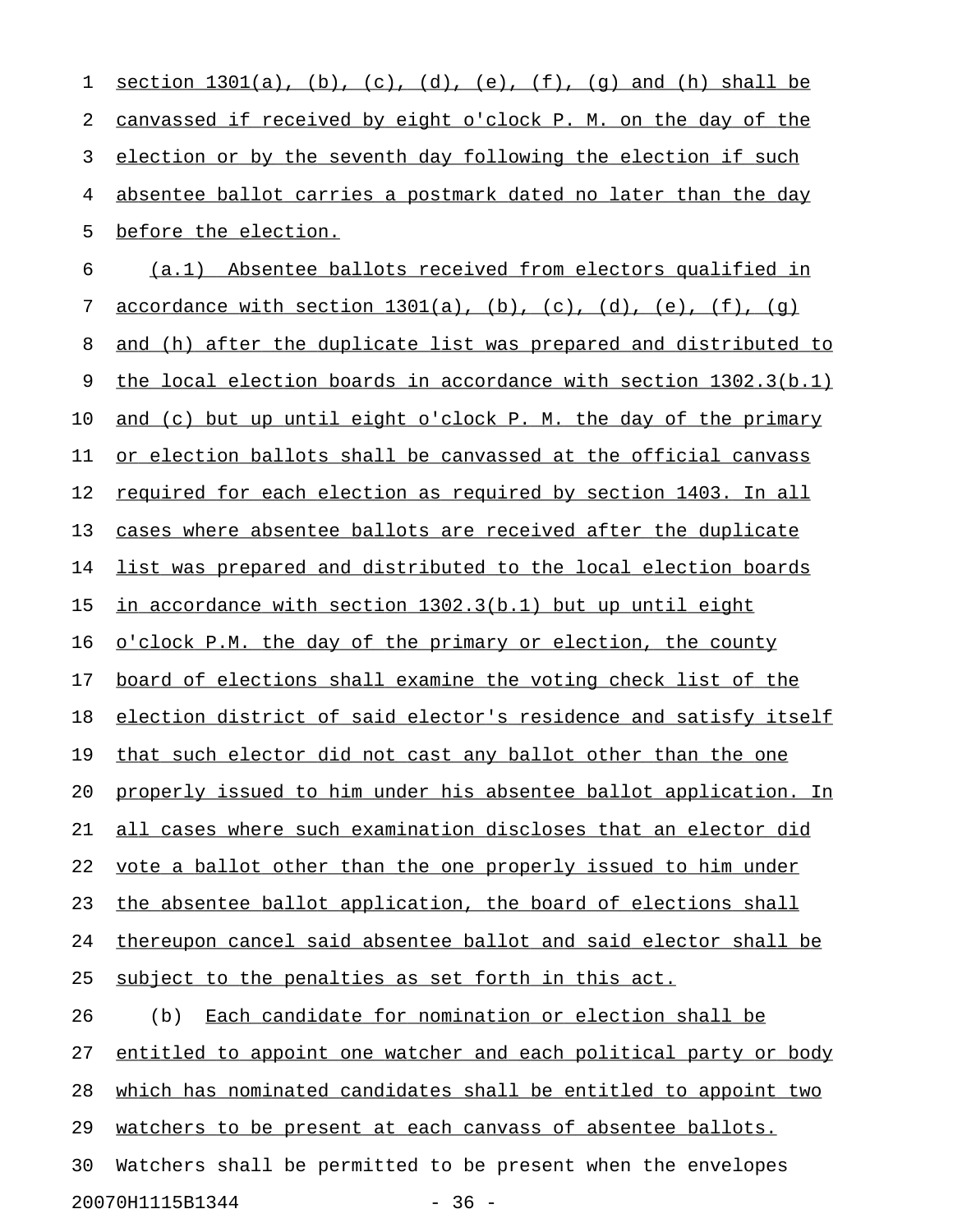section 1301(a), (b), (c), (d), (e), (f), (g) and (h) shall be canvassed if received by eight o'clock P. M. on the day of the election or by the seventh day following the election if such absentee ballot carries a postmark dated no later than the day before the election.

(a.1) Absentee ballots received from electors qualified in accordance with section 1301(a), (b), (c), (d), (e), (f), (g) and (h) after the duplicate list was prepared and distributed to the local election boards in accordance with section 1302.3(b.1) and (c) but up until eight o'clock P. M. the day of the primary or election ballots shall be canvassed at the official canvass required for each election as required by section 1403. In all cases where absentee ballots are received after the duplicate list was prepared and distributed to the local election boards in accordance with section 1302.3(b.1) but up until eight o'clock P.M. the day of the primary or election, the county board of elections shall examine the voting check list of the election district of said elector's residence and satisfy itself that such elector did not cast any ballot other than the one properly issued to him under his absentee ballot application. In all cases where such examination discloses that an elector did vote a ballot other than the one properly issued to him under the absentee ballot application, the board of elections shall thereupon cancel said absentee ballot and said elector shall be subject to the penalties as set forth in this act.

(b) Each candidate for nomination or election shall be entitled to appoint one watcher and each political party or body which has nominated candidates shall be entitled to appoint two watchers to be present at each canvass of absentee ballots. Watchers shall be permitted to be present when the envelopes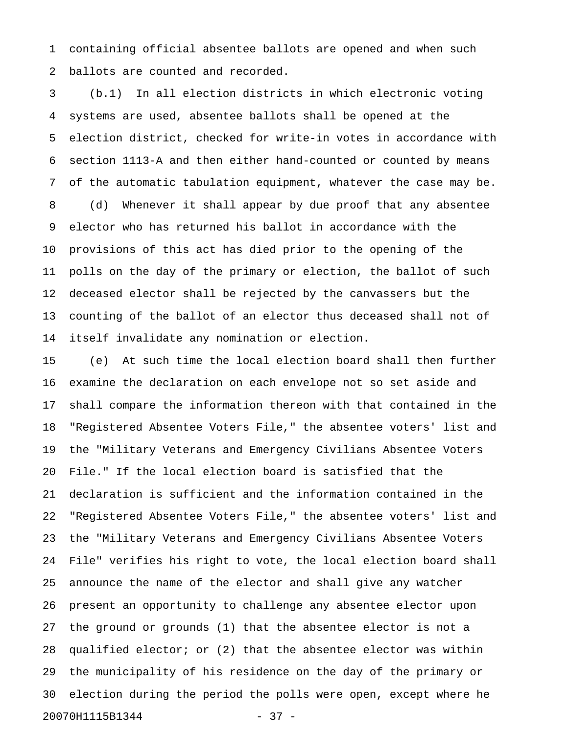containing official absentee ballots are opened and when such ballots are counted and recorded.

(b.1) In all election districts in which electronic voting systems are used, absentee ballots shall be opened at the election district, checked for write-in votes in accordance with section 1113-A and then either hand-counted or counted by means of the automatic tabulation equipment, whatever the case may be.

(d) Whenever it shall appear by due proof that any absentee elector who has returned his ballot in accordance with the provisions of this act has died prior to the opening of the polls on the day of the primary or election, the ballot of such deceased elector shall be rejected by the canvassers but the counting of the ballot of an elector thus deceased shall not of itself invalidate any nomination or election.

(e) At such time the local election board shall then further examine the declaration on each envelope not so set aside and shall compare the information thereon with that contained in the "Registered Absentee Voters File," the absentee voters' list and the "Military Veterans and Emergency Civilians Absentee Voters File." If the local election board is satisfied that the declaration is sufficient and the information contained in the "Registered Absentee Voters File," the absentee voters' list and the "Military Veterans and Emergency Civilians Absentee Voters File" verifies his right to vote, the local election board shall announce the name of the elector and shall give any watcher present an opportunity to challenge any absentee elector upon the ground or grounds (1) that the absentee elector is not a qualified elector; or (2) that the absentee elector was within the municipality of his residence on the day of the primary or election during the period the polls were open, except where he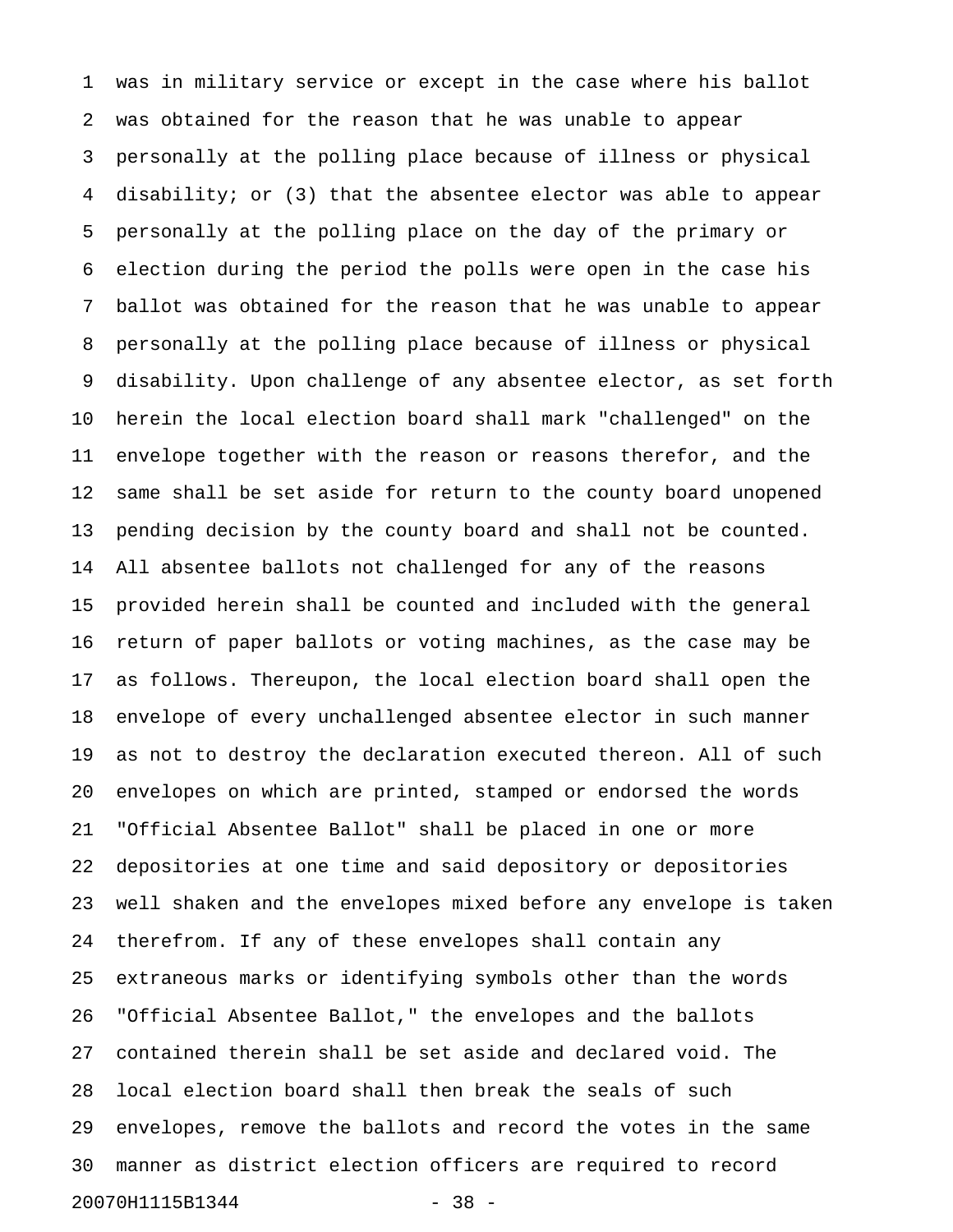was in military service or except in the case where his ballot was obtained for the reason that he was unable to appear personally at the polling place because of illness or physical disability; or (3) that the absentee elector was able to appear personally at the polling place on the day of the primary or election during the period the polls were open in the case his ballot was obtained for the reason that he was unable to appear personally at the polling place because of illness or physical disability. Upon challenge of any absentee elector, as set forth herein the local election board shall mark "challenged" on the envelope together with the reason or reasons therefor, and the same shall be set aside for return to the county board unopened pending decision by the county board and shall not be counted. All absentee ballots not challenged for any of the reasons provided herein shall be counted and included with the general return of paper ballots or voting machines, as the case may be as follows. Thereupon, the local election board shall open the envelope of every unchallenged absentee elector in such manner as not to destroy the declaration executed thereon. All of such envelopes on which are printed, stamped or endorsed the words "Official Absentee Ballot" shall be placed in one or more depositories at one time and said depository or depositories well shaken and the envelopes mixed before any envelope is taken therefrom. If any of these envelopes shall contain any extraneous marks or identifying symbols other than the words "Official Absentee Ballot," the envelopes and the ballots contained therein shall be set aside and declared void. The local election board shall then break the seals of such envelopes, remove the ballots and record the votes in the same manner as district election officers are required to record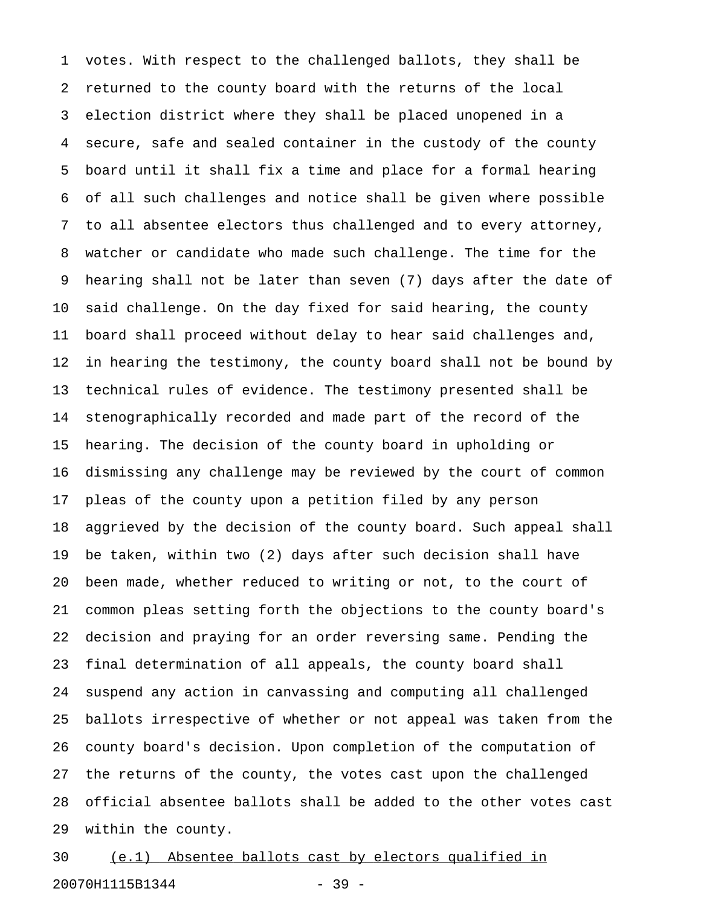votes. With respect to the challenged ballots, they shall be returned to the county board with the returns of the local election district where they shall be placed unopened in a secure, safe and sealed container in the custody of the county board until it shall fix a time and place for a formal hearing of all such challenges and notice shall be given where possible to all absentee electors thus challenged and to every attorney, watcher or candidate who made such challenge. The time for the hearing shall not be later than seven (7) days after the date of said challenge. On the day fixed for said hearing, the county board shall proceed without delay to hear said challenges and, in hearing the testimony, the county board shall not be bound by technical rules of evidence. The testimony presented shall be stenographically recorded and made part of the record of the hearing. The decision of the county board in upholding or dismissing any challenge may be reviewed by the court of common pleas of the county upon a petition filed by any person aggrieved by the decision of the county board. Such appeal shall be taken, within two (2) days after such decision shall have been made, whether reduced to writing or not, to the court of common pleas setting forth the objections to the county board's decision and praying for an order reversing same. Pending the final determination of all appeals, the county board shall suspend any action in canvassing and computing all challenged ballots irrespective of whether or not appeal was taken from the county board's decision. Upon completion of the computation of the returns of the county, the votes cast upon the challenged official absentee ballots shall be added to the other votes cast within the county.

(e.1) Absentee ballots cast by electors qualified in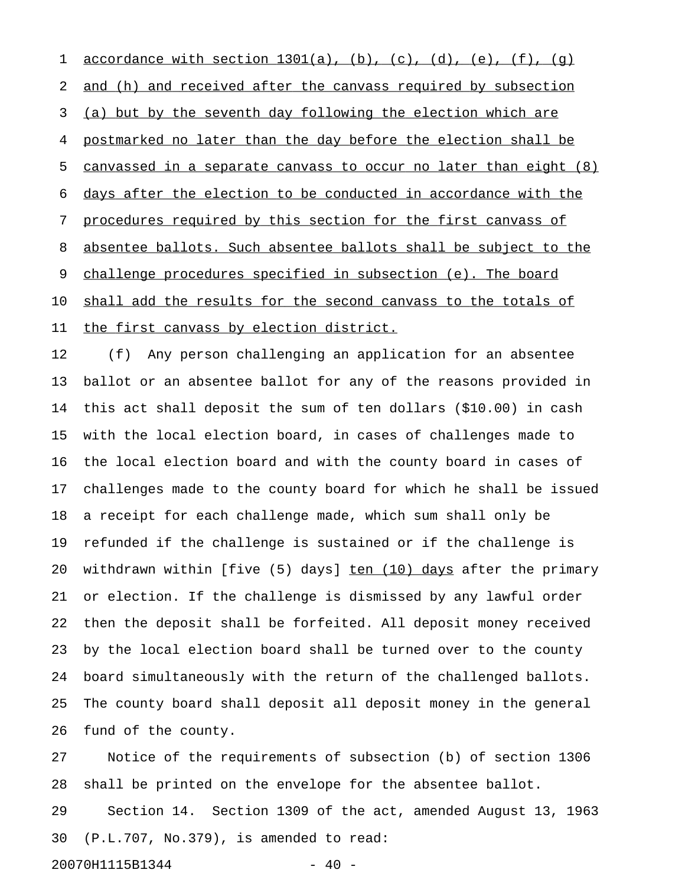accordance with section 1301(a), (b), (c), (d), (e), (f), (g) and (h) and received after the canvass required by subsection (a) but by the seventh day following the election which are postmarked no later than the day before the election shall be canvassed in a separate canvass to occur no later than eight (8) days after the election to be conducted in accordance with the procedures required by this section for the first canvass of absentee ballots. Such absentee ballots shall be subject to the challenge procedures specified in subsection (e). The board shall add the results for the second canvass to the totals of the first canvass by election district.

(f) Any person challenging an application for an absentee ballot or an absentee ballot for any of the reasons provided in this act shall deposit the sum of ten dollars ($10.00) in cash with the local election board, in cases of challenges made to the local election board and with the county board in cases of challenges made to the county board for which he shall be issued a receipt for each challenge made, which sum shall only be refunded if the challenge is sustained or if the challenge is withdrawn within [five (5) days] ten (10) days after the primary or election. If the challenge is dismissed by any lawful order then the deposit shall be forfeited. All deposit money received by the local election board shall be turned over to the county board simultaneously with the return of the challenged ballots. The county board shall deposit all deposit money in the general fund of the county.

Notice of the requirements of subsection (b) of section 1306 shall be printed on the envelope for the absentee ballot.

Section 14. Section 1309 of the act, amended August 13, 1963 (P.L.707, No.379), is amended to read:

20070H1115B1344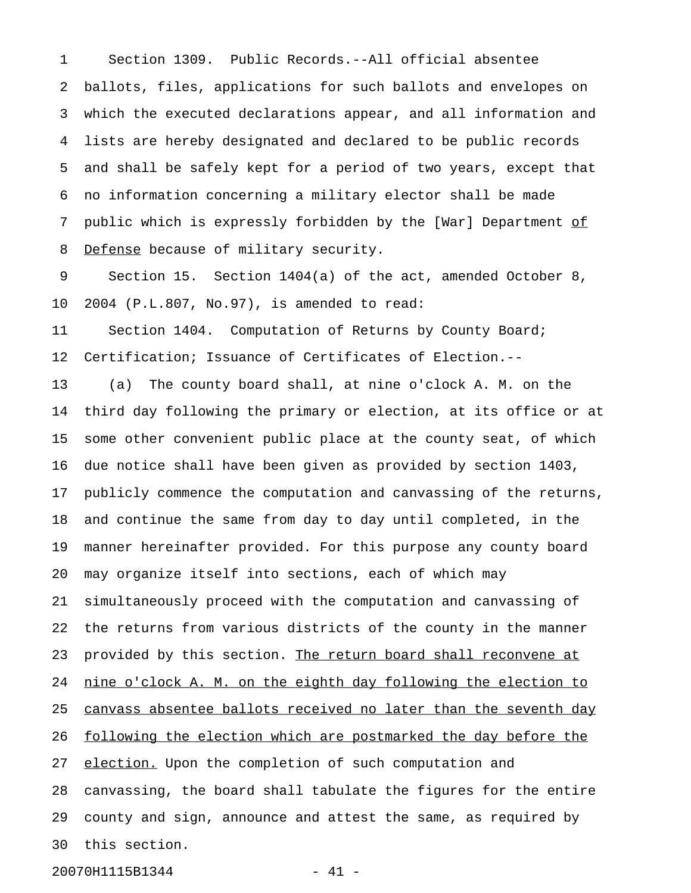Section 1309. Public Records.--All official absentee ballots, files, applications for such ballots and envelopes on which the executed declarations appear, and all information and lists are hereby designated and declared to be public records and shall be safely kept for a period of two years, except that no information concerning a military elector shall be made public which is expressly forbidden by the [War] Department <u>of Defense</u> because of military security.

Section 15. Section 1404(a) of the act, amended October 8, 2004 (P.L.807, No.97), is amended to read:

Section 1404. Computation of Returns by County Board; Certification; Issuance of Certificates of Election.--

(a) The county board shall, at nine o'clock A. M. on the third day following the primary or election, at its office or at some other convenient public place at the county seat, of which due notice shall have been given as provided by section 1403, publicly commence the computation and canvassing of the returns, and continue the same from day to day until completed, in the manner hereinafter provided. For this purpose any county board may organize itself into sections, each of which may simultaneously proceed with the computation and canvassing of the returns from various districts of the county in the manner provided by this section. <u>The return board shall reconvene at nine o'clock A. M. on the eighth day following the election to canvass absentee ballots received no later than the seventh day following the election which are postmarked the day before the election.</u> Upon the completion of such computation and canvassing, the board shall tabulate the figures for the entire county and sign, announce and attest the same, as required by this section.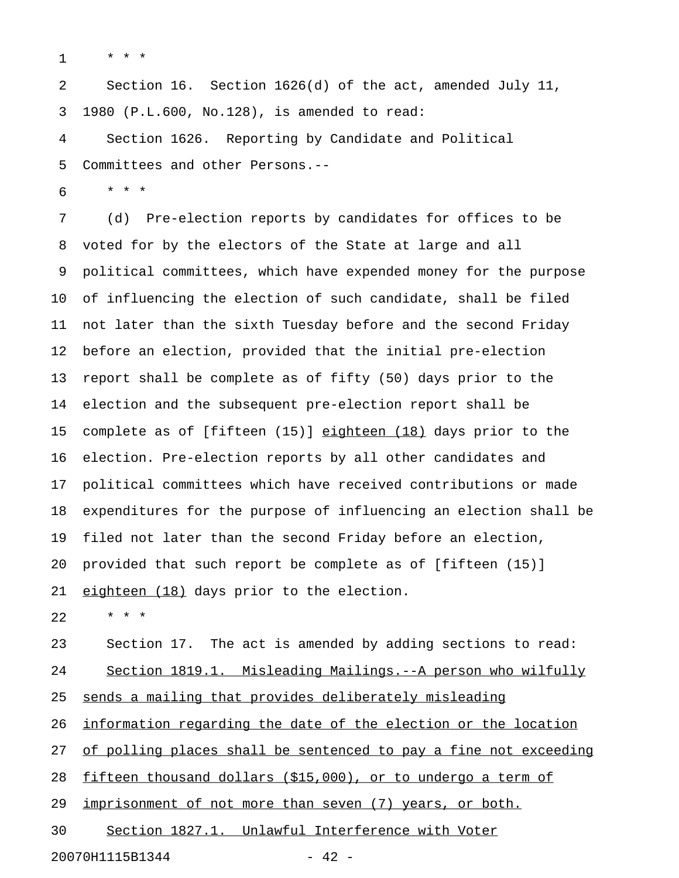* * *

Section 16. Section 1626(d) of the act, amended July 11, 1980 (P.L.600, No.128), is amended to read:

Section 1626. Reporting by Candidate and Political Committees and other Persons.--

* * *

(d) Pre-election reports by candidates for offices to be voted for by the electors of the State at large and all political committees, which have expended money for the purpose of influencing the election of such candidate, shall be filed not later than the sixth Tuesday before and the second Friday before an election, provided that the initial pre-election report shall be complete as of fifty (50) days prior to the election and the subsequent pre-election report shall be complete as of [fifteen (15)] <u>eighteen (18)</u> days prior to the election. Pre-election reports by all other candidates and political committees which have received contributions or made expenditures for the purpose of influencing an election shall be filed not later than the second Friday before an election, provided that such report be complete as of [fifteen (15)] <u>eighteen (18)</u> days prior to the election.

* * *

Section 17. The act is amended by adding sections to read:

<u>Section 1819.1. Misleading Mailings.--A person who wilfully sends a mailing that provides deliberately misleading information regarding the date of the election or the location of polling places shall be sentenced to pay a fine not exceeding fifteen thousand dollars ($15,000), or to undergo a term of imprisonment of not more than seven (7) years, or both.</u>

<u>Section 1827.1. Unlawful Interference with Voter</u>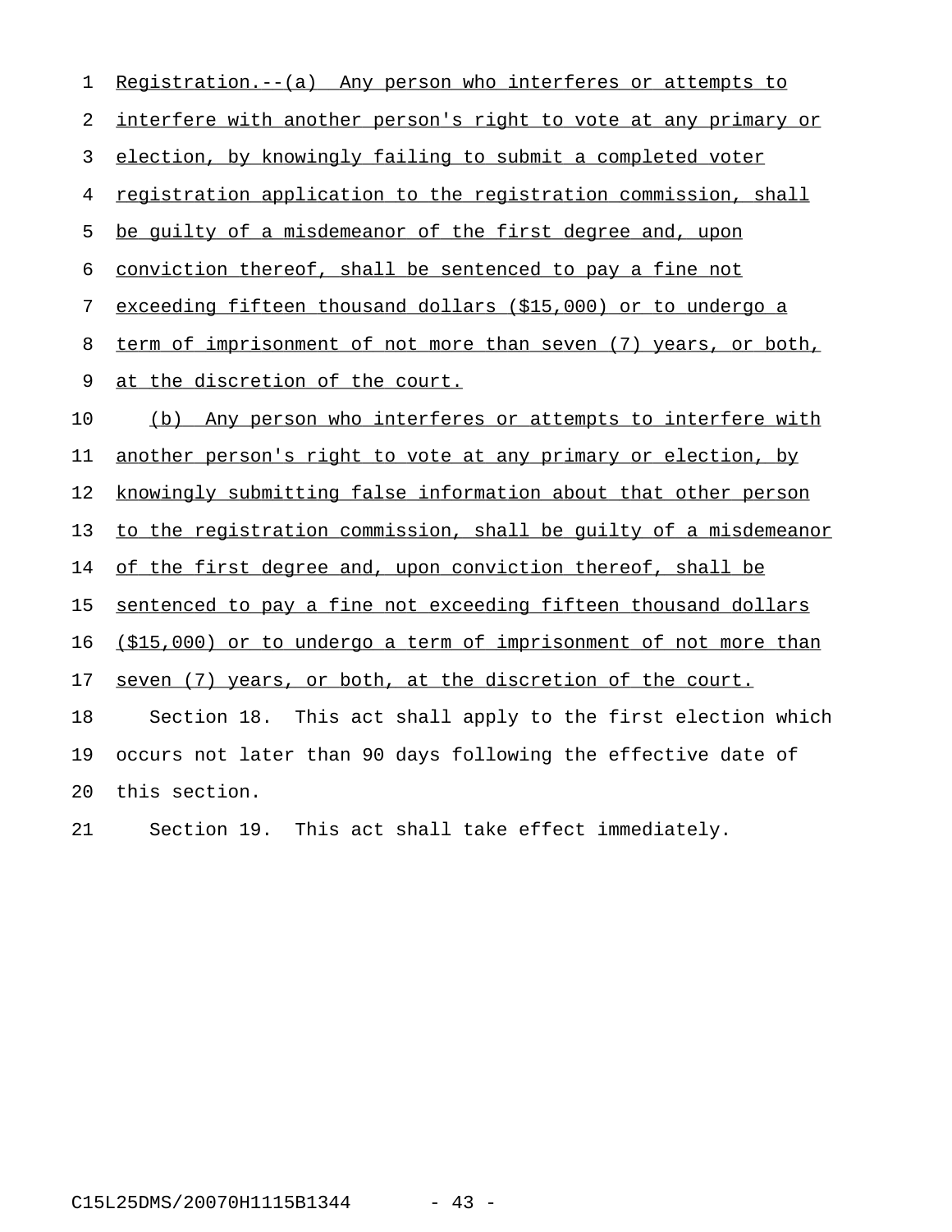Registration.--(a) Any person who interferes or attempts to interfere with another person's right to vote at any primary or election, by knowingly failing to submit a completed voter registration application to the registration commission, shall be guilty of a misdemeanor of the first degree and, upon conviction thereof, shall be sentenced to pay a fine not exceeding fifteen thousand dollars ($15,000) or to undergo a term of imprisonment of not more than seven (7) years, or both, at the discretion of the court.

(b) Any person who interferes or attempts to interfere with another person's right to vote at any primary or election, by knowingly submitting false information about that other person to the registration commission, shall be guilty of a misdemeanor of the first degree and, upon conviction thereof, shall be sentenced to pay a fine not exceeding fifteen thousand dollars ($15,000) or to undergo a term of imprisonment of not more than seven (7) years, or both, at the discretion of the court.

Section 18. This act shall apply to the first election which occurs not later than 90 days following the effective date of this section.

Section 19. This act shall take effect immediately.